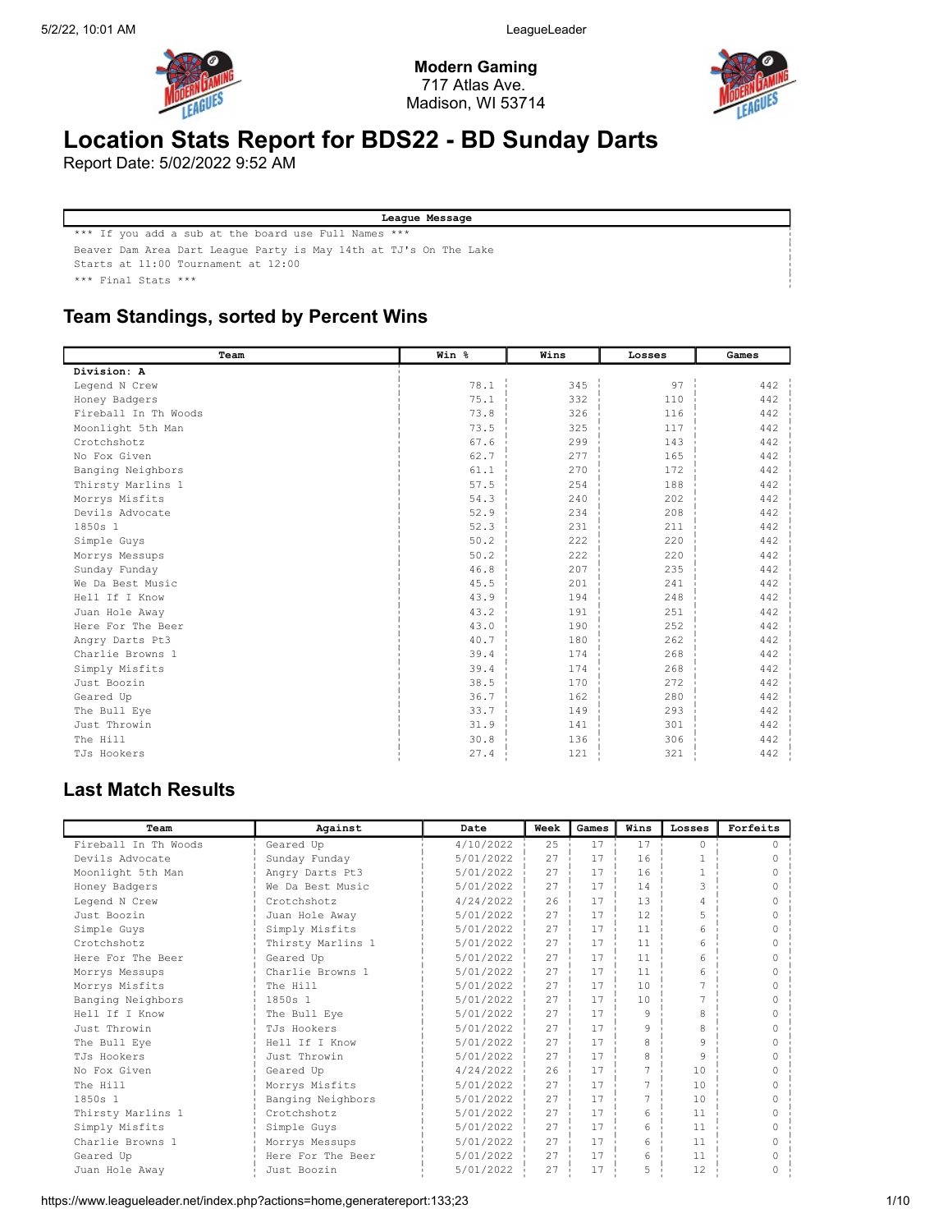**Modern Gaming**
717 Atlas Ave.
Madison, WI 53714

# Location Stats Report for BDS22 - BD Sunday Darts

Report Date: 5/02/2022 9:52 AM

| League Message |
|---|
| *** If you add a sub at the board use Full Names *** |
| Beaver Dam Area Dart League Party is May 14th at TJ's On The Lake |
| Starts at 11:00 Tournament at 12:00 |
| *** Final Stats *** |

## Team Standings, sorted by Percent Wins

| Team | Win % | Wins | Losses | Games |
|---|---|---|---|---|
| **Division: A** | | | | |
| Legend N Crew | 78.1 | 345 | 97 | 442 |
| Honey Badgers | 75.1 | 332 | 110 | 442 |
| Fireball In Th Woods | 73.8 | 326 | 116 | 442 |
| Moonlight 5th Man | 73.5 | 325 | 117 | 442 |
| Crotchshotz | 67.6 | 299 | 143 | 442 |
| No Fox Given | 62.7 | 277 | 165 | 442 |
| Banging Neighbors | 61.1 | 270 | 172 | 442 |
| Thirsty Marlins 1 | 57.5 | 254 | 188 | 442 |
| Morrys Misfits | 54.3 | 240 | 202 | 442 |
| Devils Advocate | 52.9 | 234 | 208 | 442 |
| 1850s 1 | 52.3 | 231 | 211 | 442 |
| Simple Guys | 50.2 | 222 | 220 | 442 |
| Morrys Messups | 50.2 | 222 | 220 | 442 |
| Sunday Funday | 46.8 | 207 | 235 | 442 |
| We Da Best Music | 45.5 | 201 | 241 | 442 |
| Hell If I Know | 43.9 | 194 | 248 | 442 |
| Juan Hole Away | 43.2 | 191 | 251 | 442 |
| Here For The Beer | 43.0 | 190 | 252 | 442 |
| Angry Darts Pt3 | 40.7 | 180 | 262 | 442 |
| Charlie Browns 1 | 39.4 | 174 | 268 | 442 |
| Simply Misfits | 39.4 | 174 | 268 | 442 |
| Just Boozin | 38.5 | 170 | 272 | 442 |
| Geared Up | 36.7 | 162 | 280 | 442 |
| The Bull Eye | 33.7 | 149 | 293 | 442 |
| Just Throwin | 31.9 | 141 | 301 | 442 |
| The Hill | 30.8 | 136 | 306 | 442 |
| TJs Hookers | 27.4 | 121 | 321 | 442 |

## Last Match Results

| Team | Against | Date | Week | Games | Wins | Losses | Forfeits |
|---|---|---|---|---|---|---|---|
| Fireball In Th Woods | Geared Up | 4/10/2022 | 25 | 17 | 17 | 0 | 0 |
| Devils Advocate | Sunday Funday | 5/01/2022 | 27 | 17 | 16 | 1 | 0 |
| Moonlight 5th Man | Angry Darts Pt3 | 5/01/2022 | 27 | 17 | 16 | 1 | 0 |
| Honey Badgers | We Da Best Music | 5/01/2022 | 27 | 17 | 14 | 3 | 0 |
| Legend N Crew | Crotchshotz | 4/24/2022 | 26 | 17 | 13 | 4 | 0 |
| Just Boozin | Juan Hole Away | 5/01/2022 | 27 | 17 | 12 | 5 | 0 |
| Simple Guys | Simply Misfits | 5/01/2022 | 27 | 17 | 11 | 6 | 0 |
| Crotchshotz | Thirsty Marlins 1 | 5/01/2022 | 27 | 17 | 11 | 6 | 0 |
| Here For The Beer | Geared Up | 5/01/2022 | 27 | 17 | 11 | 6 | 0 |
| Morrys Messups | Charlie Browns 1 | 5/01/2022 | 27 | 17 | 11 | 6 | 0 |
| Morrys Misfits | The Hill | 5/01/2022 | 27 | 17 | 10 | 7 | 0 |
| Banging Neighbors | 1850s 1 | 5/01/2022 | 27 | 17 | 10 | 7 | 0 |
| Hell If I Know | The Bull Eye | 5/01/2022 | 27 | 17 | 9 | 8 | 0 |
| Just Throwin | TJs Hookers | 5/01/2022 | 27 | 17 | 9 | 8 | 0 |
| The Bull Eye | Hell If I Know | 5/01/2022 | 27 | 17 | 8 | 9 | 0 |
| TJs Hookers | Just Throwin | 5/01/2022 | 27 | 17 | 8 | 9 | 0 |
| No Fox Given | Geared Up | 4/24/2022 | 26 | 17 | 7 | 10 | 0 |
| The Hill | Morrys Misfits | 5/01/2022 | 27 | 17 | 7 | 10 | 0 |
| 1850s 1 | Banging Neighbors | 5/01/2022 | 27 | 17 | 7 | 10 | 0 |
| Thirsty Marlins 1 | Crotchshotz | 5/01/2022 | 27 | 17 | 6 | 11 | 0 |
| Simply Misfits | Simple Guys | 5/01/2022 | 27 | 17 | 6 | 11 | 0 |
| Charlie Browns 1 | Morrys Messups | 5/01/2022 | 27 | 17 | 6 | 11 | 0 |
| Geared Up | Here For The Beer | 5/01/2022 | 27 | 17 | 6 | 11 | 0 |
| Juan Hole Away | Just Boozin | 5/01/2022 | 27 | 17 | 5 | 12 | 0 |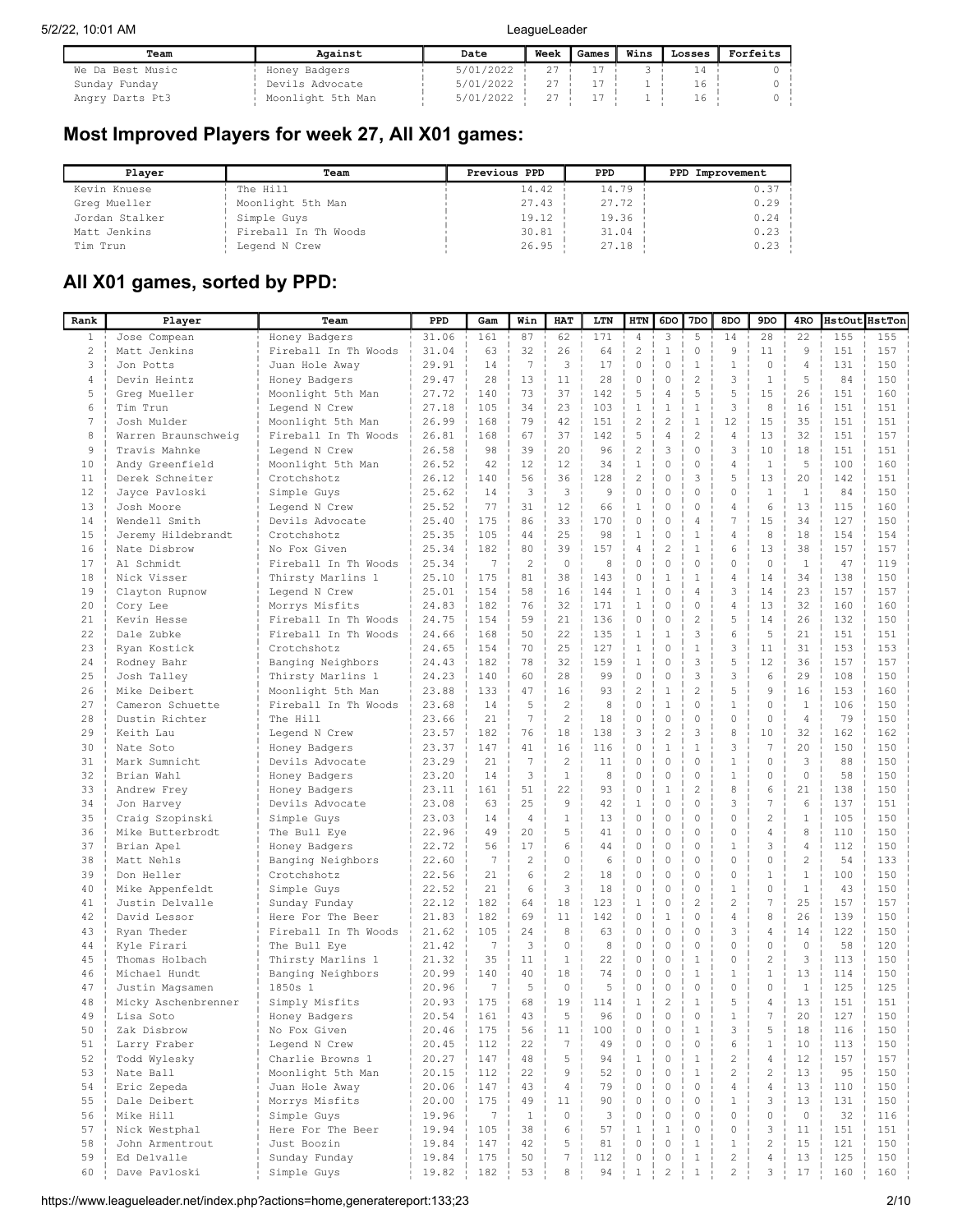| Team | Against | Date | Week | Games | Wins | Losses | Forfeits |
|---|---|---|---|---|---|---|---|
| We Da Best Music | Honey Badgers | 5/01/2022 | 27 | 17 | 3 | 14 | 0 |
| Sunday Funday | Devils Advocate | 5/01/2022 | 27 | 17 | 1 | 16 | 0 |
| Angry Darts Pt3 | Moonlight 5th Man | 5/01/2022 | 27 | 17 | 1 | 16 | 0 |

## Most Improved Players for week 27, All X01 games:

| Player | Team | Previous PPD | PPD | PPD Improvement |
|---|---|---|---|---|
| Kevin Knuese | The Hill | 14.42 | 14.79 | 0.37 |
| Greg Mueller | Moonlight 5th Man | 27.43 | 27.72 | 0.29 |
| Jordan Stalker | Simple Guys | 19.12 | 19.36 | 0.24 |
| Matt Jenkins | Fireball In Th Woods | 30.81 | 31.04 | 0.23 |
| Tim Trun | Legend N Crew | 26.95 | 27.18 | 0.23 |

## All X01 games, sorted by PPD:

| Rank | Player | Team | PPD | Gam | Win | HAT | LTN | HTN | 6DO | 7DO | 8DO | 9DO | 4RO | HstOut | HstTon |
|---|---|---|---|---|---|---|---|---|---|---|---|---|---|---|---|
| 1 | Jose Compean | Honey Badgers | 31.06 | 161 | 87 | 62 | 171 | 4 | 3 | 5 | 14 | 28 | 22 | 155 | 155 |
| 2 | Matt Jenkins | Fireball In Th Woods | 31.04 | 63 | 32 | 26 | 64 | 2 | 1 | 0 | 9 | 11 | 9 | 151 | 157 |
| 3 | Jon Potts | Juan Hole Away | 29.91 | 14 | 7 | 3 | 17 | 0 | 0 | 1 | 1 | 0 | 4 | 131 | 150 |
| 4 | Devin Heintz | Honey Badgers | 29.47 | 28 | 13 | 11 | 28 | 0 | 0 | 2 | 3 | 1 | 5 | 84 | 150 |
| 5 | Greg Mueller | Moonlight 5th Man | 27.72 | 140 | 73 | 37 | 142 | 5 | 4 | 5 | 5 | 15 | 26 | 151 | 160 |
| 6 | Tim Trun | Legend N Crew | 27.18 | 105 | 34 | 23 | 103 | 1 | 1 | 1 | 3 | 8 | 16 | 151 | 151 |
| 7 | Josh Mulder | Moonlight 5th Man | 26.99 | 168 | 79 | 42 | 151 | 2 | 2 | 1 | 12 | 15 | 35 | 151 | 151 |
| 8 | Warren Braunschweig | Fireball In Th Woods | 26.81 | 168 | 67 | 37 | 142 | 5 | 4 | 2 | 4 | 13 | 32 | 151 | 157 |
| 9 | Travis Mahnke | Legend N Crew | 26.58 | 98 | 39 | 20 | 96 | 2 | 3 | 0 | 3 | 10 | 18 | 151 | 151 |
| 10 | Andy Greenfield | Moonlight 5th Man | 26.52 | 42 | 12 | 12 | 34 | 1 | 0 | 0 | 4 | 1 | 5 | 100 | 160 |
| 11 | Derek Schneiter | Crotchshotz | 26.12 | 140 | 56 | 36 | 128 | 2 | 0 | 3 | 5 | 13 | 20 | 142 | 151 |
| 12 | Jayce Pavloski | Simple Guys | 25.62 | 14 | 3 | 3 | 9 | 0 | 0 | 0 | 0 | 1 | 1 | 84 | 150 |
| 13 | Josh Moore | Legend N Crew | 25.52 | 77 | 31 | 12 | 66 | 1 | 0 | 0 | 4 | 6 | 13 | 115 | 160 |
| 14 | Wendell Smith | Devils Advocate | 25.40 | 175 | 86 | 33 | 170 | 0 | 0 | 4 | 7 | 15 | 34 | 127 | 150 |
| 15 | Jeremy Hildebrandt | Crotchshotz | 25.35 | 105 | 44 | 25 | 98 | 1 | 0 | 1 | 4 | 8 | 18 | 154 | 154 |
| 16 | Nate Disbrow | No Fox Given | 25.34 | 182 | 80 | 39 | 157 | 4 | 2 | 1 | 6 | 13 | 38 | 157 | 157 |
| 17 | Al Schmidt | Fireball In Th Woods | 25.34 | 7 | 2 | 0 | 8 | 0 | 0 | 0 | 0 | 0 | 1 | 47 | 119 |
| 18 | Nick Visser | Thirsty Marlins 1 | 25.10 | 175 | 81 | 38 | 143 | 0 | 1 | 1 | 4 | 14 | 34 | 138 | 150 |
| 19 | Clayton Rupnow | Legend N Crew | 25.01 | 154 | 58 | 16 | 144 | 1 | 0 | 4 | 3 | 14 | 23 | 157 | 157 |
| 20 | Cory Lee | Morrys Misfits | 24.83 | 182 | 76 | 32 | 171 | 1 | 0 | 0 | 4 | 13 | 32 | 160 | 160 |
| 21 | Kevin Hesse | Fireball In Th Woods | 24.75 | 154 | 59 | 21 | 136 | 0 | 0 | 2 | 5 | 14 | 26 | 132 | 150 |
| 22 | Dale Zubke | Fireball In Th Woods | 24.66 | 168 | 50 | 22 | 135 | 1 | 1 | 3 | 6 | 5 | 21 | 151 | 151 |
| 23 | Ryan Kostick | Crotchshotz | 24.65 | 154 | 70 | 25 | 127 | 1 | 0 | 1 | 3 | 11 | 31 | 153 | 153 |
| 24 | Rodney Bahr | Banging Neighbors | 24.43 | 182 | 78 | 32 | 159 | 1 | 0 | 3 | 5 | 12 | 36 | 157 | 157 |
| 25 | Josh Talley | Thirsty Marlins 1 | 24.23 | 140 | 60 | 28 | 99 | 0 | 0 | 3 | 3 | 6 | 29 | 108 | 150 |
| 26 | Mike Deibert | Moonlight 5th Man | 23.88 | 133 | 47 | 16 | 93 | 2 | 1 | 2 | 5 | 9 | 16 | 153 | 160 |
| 27 | Cameron Schuette | Fireball In Th Woods | 23.68 | 14 | 5 | 2 | 8 | 0 | 1 | 0 | 1 | 0 | 1 | 106 | 150 |
| 28 | Dustin Richter | The Hill | 23.66 | 21 | 7 | 2 | 18 | 0 | 0 | 0 | 0 | 0 | 4 | 79 | 150 |
| 29 | Keith Lau | Legend N Crew | 23.57 | 182 | 76 | 18 | 138 | 3 | 2 | 3 | 8 | 10 | 32 | 162 | 162 |
| 30 | Nate Soto | Honey Badgers | 23.37 | 147 | 41 | 16 | 116 | 0 | 1 | 1 | 3 | 7 | 20 | 150 | 150 |
| 31 | Mark Sumnicht | Devils Advocate | 23.29 | 21 | 7 | 2 | 11 | 0 | 0 | 0 | 1 | 0 | 3 | 88 | 150 |
| 32 | Brian Wahl | Honey Badgers | 23.20 | 14 | 3 | 1 | 8 | 0 | 0 | 0 | 1 | 0 | 0 | 58 | 150 |
| 33 | Andrew Frey | Honey Badgers | 23.11 | 161 | 51 | 22 | 93 | 0 | 1 | 2 | 8 | 6 | 21 | 138 | 150 |
| 34 | Jon Harvey | Devils Advocate | 23.08 | 63 | 25 | 9 | 42 | 1 | 0 | 0 | 3 | 7 | 6 | 137 | 151 |
| 35 | Craig Szopinski | Simple Guys | 23.03 | 14 | 4 | 1 | 13 | 0 | 0 | 0 | 0 | 2 | 1 | 105 | 150 |
| 36 | Mike Butterbrodt | The Bull Eye | 22.96 | 49 | 20 | 5 | 41 | 0 | 0 | 0 | 0 | 4 | 8 | 110 | 150 |
| 37 | Brian Apel | Honey Badgers | 22.72 | 56 | 17 | 6 | 44 | 0 | 0 | 0 | 1 | 3 | 4 | 112 | 150 |
| 38 | Matt Nehls | Banging Neighbors | 22.60 | 7 | 2 | 0 | 6 | 0 | 0 | 0 | 0 | 0 | 2 | 54 | 133 |
| 39 | Don Heller | Crotchshotz | 22.56 | 21 | 6 | 2 | 18 | 0 | 0 | 0 | 0 | 1 | 1 | 100 | 150 |
| 40 | Mike Appenfeldt | Simple Guys | 22.52 | 21 | 6 | 3 | 18 | 0 | 0 | 0 | 1 | 0 | 1 | 43 | 150 |
| 41 | Justin Delvalle | Sunday Funday | 22.12 | 182 | 64 | 18 | 123 | 1 | 0 | 2 | 2 | 7 | 25 | 157 | 157 |
| 42 | David Lessor | Here For The Beer | 21.83 | 182 | 69 | 11 | 142 | 0 | 1 | 0 | 4 | 8 | 26 | 139 | 150 |
| 43 | Ryan Theder | Fireball In Th Woods | 21.62 | 105 | 24 | 8 | 63 | 0 | 0 | 0 | 3 | 4 | 14 | 122 | 150 |
| 44 | Kyle Firari | The Bull Eye | 21.42 | 7 | 3 | 0 | 8 | 0 | 0 | 0 | 0 | 0 | 0 | 58 | 120 |
| 45 | Thomas Holbach | Thirsty Marlins 1 | 21.32 | 35 | 11 | 1 | 22 | 0 | 0 | 1 | 0 | 2 | 3 | 113 | 150 |
| 46 | Michael Hundt | Banging Neighbors | 20.99 | 140 | 40 | 18 | 74 | 0 | 0 | 1 | 1 | 1 | 13 | 114 | 150 |
| 47 | Justin Magsamen | 1850s 1 | 20.96 | 7 | 5 | 0 | 5 | 0 | 0 | 0 | 0 | 0 | 1 | 125 | 125 |
| 48 | Micky Aschenbrenner | Simply Misfits | 20.93 | 175 | 68 | 19 | 114 | 1 | 2 | 1 | 5 | 4 | 13 | 151 | 151 |
| 49 | Lisa Soto | Honey Badgers | 20.54 | 161 | 43 | 5 | 96 | 0 | 0 | 0 | 1 | 7 | 20 | 127 | 150 |
| 50 | Zak Disbrow | No Fox Given | 20.46 | 175 | 56 | 11 | 100 | 0 | 0 | 1 | 3 | 5 | 18 | 116 | 150 |
| 51 | Larry Fraber | Legend N Crew | 20.45 | 112 | 22 | 7 | 49 | 0 | 0 | 0 | 6 | 1 | 10 | 113 | 150 |
| 52 | Todd Wylesky | Charlie Browns 1 | 20.27 | 147 | 48 | 5 | 94 | 1 | 0 | 1 | 2 | 4 | 12 | 157 | 157 |
| 53 | Nate Ball | Moonlight 5th Man | 20.15 | 112 | 22 | 9 | 52 | 0 | 0 | 1 | 2 | 2 | 13 | 95 | 150 |
| 54 | Eric Zepeda | Juan Hole Away | 20.06 | 147 | 43 | 4 | 79 | 0 | 0 | 0 | 4 | 4 | 13 | 110 | 150 |
| 55 | Dale Deibert | Morrys Misfits | 20.00 | 175 | 49 | 11 | 90 | 0 | 0 | 0 | 1 | 3 | 13 | 131 | 150 |
| 56 | Mike Hill | Simple Guys | 19.96 | 7 | 1 | 0 | 3 | 0 | 0 | 0 | 0 | 0 | 0 | 32 | 116 |
| 57 | Nick Westphal | Here For The Beer | 19.94 | 105 | 38 | 6 | 57 | 1 | 1 | 0 | 0 | 3 | 11 | 151 | 151 |
| 58 | John Armentrout | Just Boozin | 19.84 | 147 | 42 | 5 | 81 | 0 | 0 | 1 | 1 | 2 | 15 | 121 | 150 |
| 59 | Ed Delvalle | Sunday Funday | 19.84 | 175 | 50 | 7 | 112 | 0 | 0 | 1 | 2 | 4 | 13 | 125 | 150 |
| 60 | Dave Pavloski | Simple Guys | 19.82 | 182 | 53 | 8 | 94 | 1 | 2 | 1 | 2 | 3 | 17 | 160 | 160 |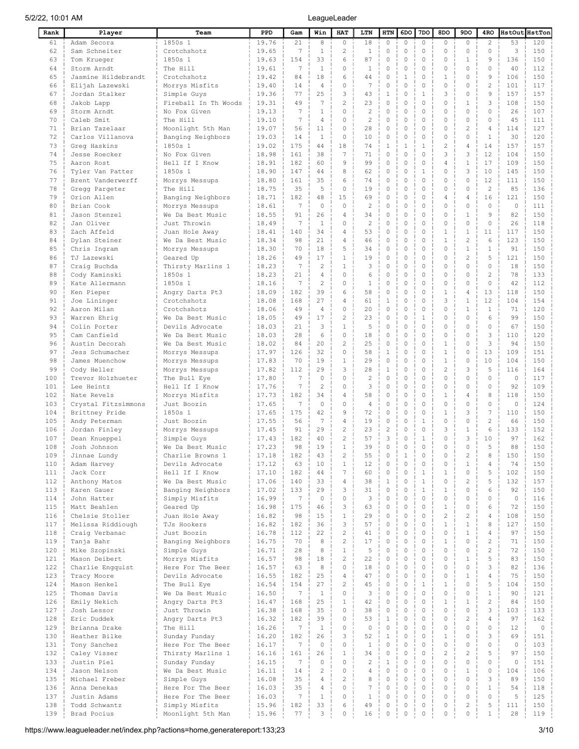| Rank | Player | Team | PPD | Gam | Win | HAT | LTN | HTN | 6DO | 7DO | 8DO | 9DO | 4RO | HstOut | HstTon |
|---|---|---|---|---|---|---|---|---|---|---|---|---|---|---|---|
| 61 | Adam Secora | 1850s 1 | 19.76 | 21 | 8 | 0 | 18 | 0 | 0 | 0 | 0 | 0 | 2 | 53 | 120 |
| 62 | Sam Schneiter | Crotchshotz | 19.65 | 7 | 1 | 2 | 1 | 0 | 0 | 0 | 0 | 0 | 0 | 3 | 150 |
| 63 | Tom Krueger | 1850s 1 | 19.63 | 154 | 33 | 6 | 87 | 0 | 0 | 0 | 0 | 1 | 9 | 136 | 150 |
| 64 | Storm Arndt | The Hill | 19.61 | 7 | 1 | 0 | 1 | 0 | 0 | 0 | 0 | 0 | 0 | 40 | 112 |
| 65 | Jasmine Hildebrandt | Crotchshotz | 19.42 | 84 | 18 | 6 | 44 | 0 | 1 | 0 | 1 | 0 | 9 | 106 | 150 |
| 66 | Elijah Lazewski | Morrys Misfits | 19.40 | 14 | 4 | 0 | 7 | 0 | 0 | 0 | 0 | 0 | 2 | 101 | 117 |
| 67 | Jordan Stalker | Simple Guys | 19.36 | 77 | 25 | 3 | 43 | 1 | 0 | 1 | 3 | 0 | 9 | 157 | 157 |
| 68 | Jakob Lapp | Fireball In Th Woods | 19.31 | 49 | 7 | 2 | 23 | 0 | 0 | 0 | 0 | 1 | 3 | 108 | 150 |
| 69 | Storm Arndt | No Fox Given | 19.13 | 7 | 1 | 0 | 2 | 0 | 0 | 0 | 0 | 0 | 0 | 26 | 107 |
| 70 | Caleb Smit | The Hill | 19.10 | 7 | 4 | 0 | 2 | 0 | 0 | 0 | 0 | 0 | 0 | 45 | 111 |
| 71 | Brian Tazelaar | Moonlight 5th Man | 19.07 | 56 | 11 | 0 | 28 | 0 | 0 | 0 | 0 | 2 | 4 | 114 | 127 |
| 72 | Carlos Villanova | Banging Neighbors | 19.03 | 14 | 1 | 0 | 10 | 0 | 0 | 0 | 0 | 0 | 1 | 30 | 120 |
| 73 | Greg Haskins | 1850s 1 | 19.02 | 175 | 44 | 18 | 74 | 1 | 1 | 1 | 2 | 4 | 14 | 157 | 157 |
| 74 | Jesse Roecker | No Fox Given | 18.98 | 161 | 38 | 7 | 71 | 0 | 0 | 0 | 3 | 3 | 12 | 104 | 150 |
| 75 | Aaron Rost | Hell If I Know | 18.91 | 182 | 60 | 9 | 99 | 0 | 0 | 0 | 4 | 1 | 17 | 109 | 150 |
| 76 | Tyler Van Patter | 1850s 1 | 18.90 | 147 | 44 | 8 | 62 | 0 | 0 | 1 | 0 | 3 | 10 | 145 | 150 |
| 77 | Brent Vanderwerff | Morrys Messups | 18.80 | 161 | 35 | 6 | 74 | 0 | 0 | 0 | 0 | 0 | 12 | 111 | 150 |
| 78 | Gregg Pargeter | The Hill | 18.75 | 35 | 5 | 0 | 19 | 0 | 0 | 0 | 0 | 0 | 2 | 85 | 136 |
| 79 | Orion Allen | Banging Neighbors | 18.71 | 182 | 48 | 15 | 69 | 0 | 0 | 0 | 4 | 4 | 16 | 121 | 150 |
| 80 | Brian Cook | Morrys Messups | 18.61 | 7 | 0 | 0 | 2 | 0 | 0 | 0 | 0 | 0 | 0 | 0 | 111 |
| 81 | Jason Stenzel | We Da Best Music | 18.55 | 91 | 26 | 4 | 34 | 0 | 0 | 0 | 0 | 1 | 9 | 82 | 150 |
| 82 | Jan Oliver | Just Throwin | 18.49 | 7 | 1 | 0 | 2 | 0 | 0 | 0 | 0 | 0 | 0 | 26 | 118 |
| 83 | Zach Affeld | Juan Hole Away | 18.41 | 140 | 34 | 4 | 53 | 0 | 0 | 0 | 1 | 1 | 11 | 117 | 150 |
| 84 | Dylan Steiner | We Da Best Music | 18.34 | 98 | 21 | 4 | 46 | 0 | 0 | 0 | 1 | 2 | 6 | 123 | 150 |
| 85 | Chris Ingram | Morrys Messups | 18.30 | 70 | 18 | 5 | 34 | 0 | 0 | 0 | 0 | 1 | 1 | 91 | 150 |
| 86 | TJ Lazewski | Geared Up | 18.26 | 49 | 17 | 1 | 19 | 0 | 0 | 0 | 0 | 2 | 5 | 121 | 150 |
| 87 | Craig Buchda | Thirsty Marlins 1 | 18.23 | 7 | 2 | 1 | 3 | 0 | 0 | 0 | 0 | 0 | 0 | 18 | 150 |
| 88 | Cody Kaminski | 1850s 1 | 18.23 | 21 | 4 | 0 | 6 | 0 | 0 | 0 | 0 | 0 | 2 | 78 | 133 |
| 89 | Kate Allermann | 1850s 1 | 18.16 | 7 | 2 | 0 | 1 | 0 | 0 | 0 | 0 | 0 | 0 | 42 | 112 |
| 90 | Ken Pieper | Angry Darts Pt3 | 18.09 | 182 | 39 | 6 | 58 | 0 | 0 | 0 | 1 | 4 | 13 | 118 | 150 |
| 91 | Joe Lininger | Crotchshotz | 18.08 | 168 | 27 | 4 | 61 | 1 | 0 | 0 | 3 | 1 | 12 | 104 | 154 |
| 92 | Aaron Milan | Crotchshotz | 18.06 | 49 | 4 | 0 | 20 | 0 | 0 | 0 | 0 | 1 | 1 | 71 | 120 |
| 93 | Warren Ehrig | We Da Best Music | 18.05 | 49 | 17 | 2 | 23 | 0 | 0 | 1 | 0 | 0 | 6 | 99 | 150 |
| 94 | Colin Porter | Devils Advocate | 18.03 | 21 | 3 | 1 | 5 | 0 | 0 | 0 | 0 | 0 | 0 | 67 | 150 |
| 95 | Cam Canfield | We Da Best Music | 18.03 | 28 | 6 | 0 | 18 | 0 | 0 | 0 | 0 | 0 | 3 | 110 | 120 |
| 96 | Austin Decorah | We Da Best Music | 18.02 | 84 | 20 | 2 | 25 | 0 | 0 | 0 | 1 | 0 | 3 | 94 | 150 |
| 97 | Jess Schumacher | Morrys Messups | 17.97 | 126 | 32 | 0 | 58 | 1 | 0 | 0 | 1 | 0 | 13 | 109 | 151 |
| 98 | James Muenchow | Morrys Messups | 17.83 | 70 | 19 | 1 | 29 | 0 | 0 | 0 | 1 | 0 | 10 | 104 | 150 |
| 99 | Cody Heller | Morrys Messups | 17.82 | 112 | 29 | 3 | 28 | 1 | 0 | 0 | 2 | 3 | 5 | 116 | 164 |
| 100 | Trevor Holzhueter | The Bull Eye | 17.80 | 7 | 0 | 0 | 2 | 0 | 0 | 0 | 0 | 0 | 0 | 0 | 117 |
| 101 | Lee Heintz | Hell If I Know | 17.76 | 7 | 2 | 0 | 3 | 0 | 0 | 0 | 0 | 0 | 0 | 92 | 109 |
| 102 | Nate Revels | Morrys Misfits | 17.73 | 182 | 34 | 4 | 58 | 0 | 0 | 0 | 1 | 4 | 8 | 118 | 150 |
| 103 | Crystal Fitzsimmons | Just Boozin | 17.65 | 7 | 0 | 0 | 4 | 0 | 0 | 0 | 0 | 0 | 0 | 0 | 124 |
| 104 | Brittney Pride | 1850s 1 | 17.65 | 175 | 42 | 9 | 72 | 0 | 0 | 0 | 1 | 3 | 7 | 110 | 150 |
| 105 | Andy Peterman | Just Boozin | 17.55 | 56 | 7 | 4 | 19 | 0 | 0 | 1 | 0 | 0 | 2 | 66 | 150 |
| 106 | Jordan Finley | Morrys Messups | 17.45 | 91 | 29 | 2 | 23 | 2 | 0 | 0 | 3 | 1 | 6 | 133 | 152 |
| 107 | Dean Knueppel | Simple Guys | 17.43 | 182 | 40 | 2 | 57 | 3 | 0 | 1 | 0 | 3 | 10 | 97 | 162 |
| 108 | Josh Johnson | We Da Best Music | 17.23 | 98 | 19 | 1 | 39 | 0 | 0 | 0 | 0 | 0 | 5 | 88 | 150 |
| 109 | Jinnae Lundy | Charlie Browns 1 | 17.18 | 182 | 43 | 2 | 55 | 0 | 1 | 0 | 0 | 2 | 8 | 150 | 150 |
| 110 | Adam Harvey | Devils Advocate | 17.12 | 63 | 10 | 1 | 12 | 0 | 0 | 0 | 0 | 1 | 4 | 74 | 150 |
| 111 | Jack Corr | Hell If I Know | 17.10 | 182 | 44 | 7 | 60 | 0 | 0 | 1 | 1 | 0 | 5 | 102 | 150 |
| 112 | Anthony Matos | We Da Best Music | 17.06 | 140 | 33 | 4 | 38 | 1 | 0 | 1 | 0 | 2 | 5 | 132 | 157 |
| 113 | Karen Gauer | Banging Neighbors | 17.02 | 133 | 29 | 3 | 31 | 0 | 0 | 1 | 1 | 0 | 6 | 92 | 150 |
| 114 | John Hatter | Simply Misfits | 16.99 | 7 | 0 | 0 | 3 | 0 | 0 | 0 | 0 | 0 | 0 | 0 | 116 |
| 115 | Matt Beahlen | Geared Up | 16.98 | 175 | 46 | 3 | 63 | 0 | 0 | 0 | 1 | 0 | 6 | 72 | 150 |
| 116 | Chelsie Stoller | Juan Hole Away | 16.82 | 98 | 15 | 1 | 29 | 0 | 0 | 0 | 2 | 2 | 4 | 108 | 150 |
| 117 | Melissa Riddiough | TJs Hookers | 16.82 | 182 | 36 | 3 | 57 | 0 | 0 | 0 | 1 | 1 | 8 | 127 | 150 |
| 118 | Craig Verbanac | Just Boozin | 16.78 | 112 | 22 | 2 | 41 | 0 | 0 | 0 | 0 | 1 | 4 | 97 | 150 |
| 119 | Tanja Bahr | Banging Neighbors | 16.75 | 70 | 8 | 2 | 17 | 0 | 0 | 0 | 1 | 0 | 2 | 71 | 150 |
| 120 | Mike Szopinski | Simple Guys | 16.71 | 28 | 8 | 1 | 5 | 0 | 0 | 0 | 0 | 0 | 2 | 72 | 150 |
| 121 | Mason Deibert | Morrys Misfits | 16.57 | 98 | 18 | 2 | 22 | 0 | 0 | 0 | 0 | 1 | 5 | 83 | 150 |
| 122 | Charlie Engquist | Here For The Beer | 16.57 | 63 | 8 | 0 | 18 | 0 | 0 | 0 | 0 | 0 | 3 | 82 | 136 |
| 123 | Tracy Moore | Devils Advocate | 16.55 | 182 | 25 | 4 | 47 | 0 | 0 | 0 | 0 | 1 | 4 | 75 | 150 |
| 124 | Mason Henkel | The Bull Eye | 16.54 | 154 | 27 | 2 | 45 | 0 | 0 | 1 | 1 | 0 | 5 | 104 | 150 |
| 125 | Thomas Davis | We Da Best Music | 16.50 | 7 | 1 | 0 | 3 | 0 | 0 | 0 | 0 | 0 | 1 | 90 | 121 |
| 126 | Emily Nekich | Angry Darts Pt3 | 16.47 | 168 | 25 | 1 | 42 | 0 | 0 | 0 | 1 | 1 | 2 | 84 | 150 |
| 127 | Josh Lessor | Just Throwin | 16.38 | 168 | 35 | 0 | 38 | 0 | 0 | 0 | 0 | 0 | 3 | 103 | 133 |
| 128 | Eric Duddek | Angry Darts Pt3 | 16.32 | 182 | 39 | 0 | 53 | 1 | 0 | 0 | 0 | 2 | 4 | 97 | 162 |
| 129 | Brianna Drake | The Hill | 16.26 | 7 | 1 | 0 | 0 | 0 | 0 | 0 | 0 | 0 | 0 | 12 | 0 |
| 130 | Heather Bilke | Sunday Funday | 16.20 | 182 | 26 | 3 | 52 | 1 | 0 | 0 | 1 | 0 | 3 | 69 | 151 |
| 131 | Tony Sanchez | Here For The Beer | 16.17 | 7 | 0 | 0 | 1 | 0 | 0 | 0 | 0 | 0 | 0 | 0 | 103 |
| 132 | Caley Visser | Thirsty Marlins 1 | 16.16 | 161 | 26 | 1 | 34 | 0 | 0 | 0 | 2 | 2 | 5 | 97 | 150 |
| 133 | Justin Piel | Sunday Funday | 16.15 | 7 | 0 | 0 | 2 | 1 | 0 | 0 | 0 | 0 | 0 | 0 | 151 |
| 134 | Jason Nelson | We Da Best Music | 16.11 | 14 | 2 | 0 | 4 | 0 | 0 | 0 | 0 | 1 | 0 | 104 | 106 |
| 135 | Michael Freber | Simple Guys | 16.08 | 35 | 4 | 2 | 8 | 0 | 0 | 0 | 0 | 0 | 3 | 89 | 150 |
| 136 | Anna Denekas | Here For The Beer | 16.03 | 35 | 4 | 0 | 7 | 0 | 0 | 0 | 0 | 0 | 1 | 54 | 118 |
| 137 | Justin Adams | Here For The Beer | 16.03 | 7 | 1 | 0 | 1 | 0 | 0 | 0 | 0 | 0 | 0 | 5 | 125 |
| 138 | Todd Schwantz | Simply Misfits | 15.96 | 182 | 33 | 6 | 49 | 0 | 0 | 0 | 0 | 2 | 5 | 111 | 150 |
| 139 | Brad Pocius | Moonlight 5th Man | 15.96 | 77 | 3 | 0 | 16 | 0 | 0 | 0 | 0 | 0 | 1 | 28 | 119 |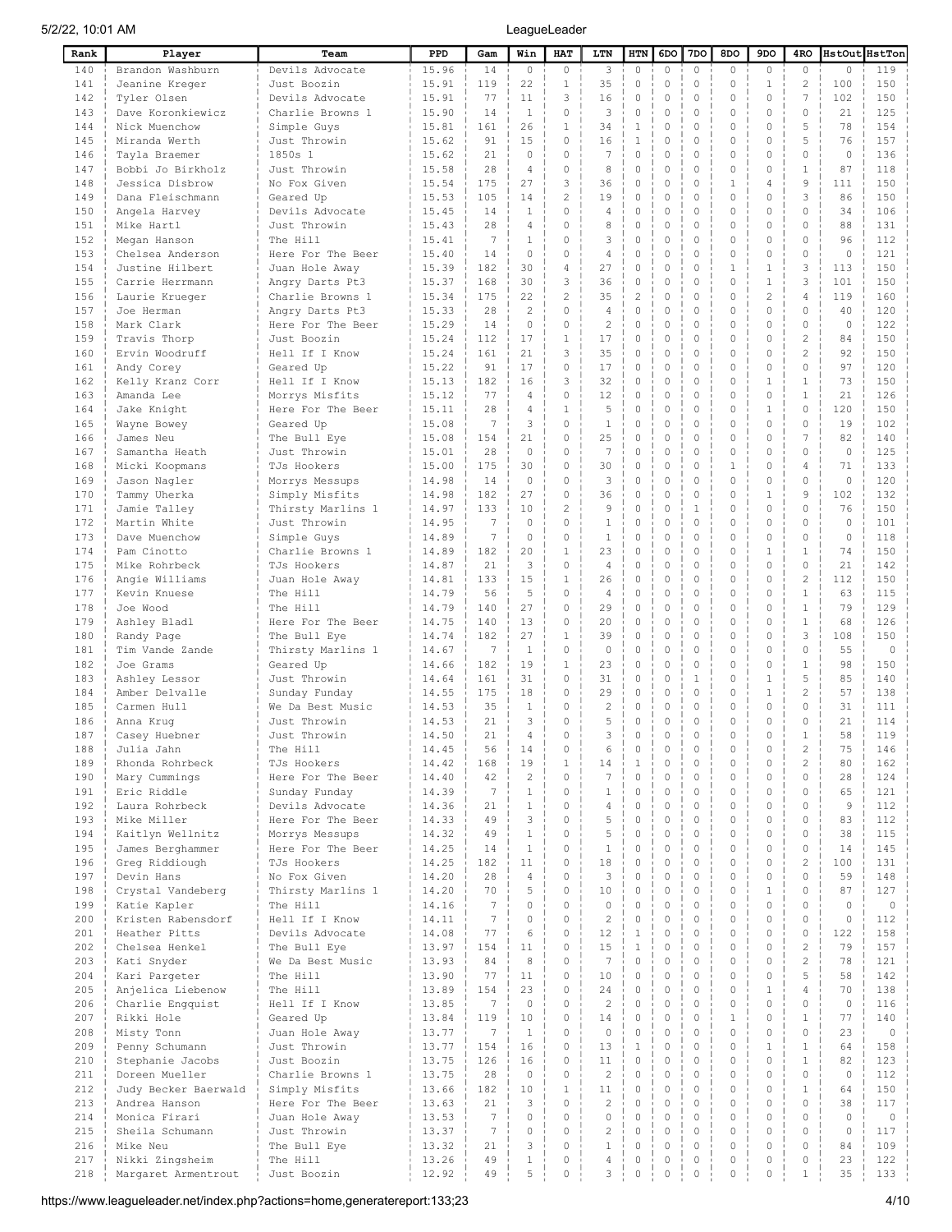| Rank | Player | Team | PPD | Gam | Win | HAT | LTN | HTN | 6DO | 7DO | 8DO | 9DO | 4RO | HstOut | HstTon |
|---|---|---|---|---|---|---|---|---|---|---|---|---|---|---|---|
| 140 | Brandon Washburn | Devils Advocate | 15.96 | 14 | 0 | 0 | 3 | 0 | 0 | 0 | 0 | 0 | 0 | 0 | 119 |
| 141 | Jeanine Kreger | Just Boozin | 15.91 | 119 | 22 | 1 | 35 | 0 | 0 | 0 | 0 | 1 | 2 | 100 | 150 |
| 142 | Tyler Olsen | Devils Advocate | 15.91 | 77 | 11 | 3 | 16 | 0 | 0 | 0 | 0 | 0 | 7 | 102 | 150 |
| 143 | Dave Koronkiewicz | Charlie Browns 1 | 15.90 | 14 | 1 | 0 | 3 | 0 | 0 | 0 | 0 | 0 | 0 | 21 | 125 |
| 144 | Nick Muenchow | Simple Guys | 15.81 | 161 | 26 | 1 | 34 | 1 | 0 | 0 | 0 | 0 | 5 | 78 | 154 |
| 145 | Miranda Werth | Just Throwin | 15.62 | 91 | 15 | 0 | 16 | 1 | 0 | 0 | 0 | 0 | 5 | 76 | 157 |
| 146 | Tayla Braemer | 1850s 1 | 15.62 | 21 | 0 | 0 | 7 | 0 | 0 | 0 | 0 | 0 | 0 | 0 | 136 |
| 147 | Bobbi Jo Birkholz | Just Throwin | 15.58 | 28 | 4 | 0 | 8 | 0 | 0 | 0 | 0 | 0 | 1 | 87 | 118 |
| 148 | Jessica Disbrow | No Fox Given | 15.54 | 175 | 27 | 3 | 36 | 0 | 0 | 0 | 1 | 4 | 9 | 111 | 150 |
| 149 | Dana Fleischmann | Geared Up | 15.53 | 105 | 14 | 2 | 19 | 0 | 0 | 0 | 0 | 0 | 3 | 86 | 150 |
| 150 | Angela Harvey | Devils Advocate | 15.45 | 14 | 1 | 0 | 4 | 0 | 0 | 0 | 0 | 0 | 0 | 34 | 106 |
| 151 | Mike Hartl | Just Throwin | 15.43 | 28 | 4 | 0 | 8 | 0 | 0 | 0 | 0 | 0 | 0 | 88 | 131 |
| 152 | Megan Hanson | The Hill | 15.41 | 7 | 1 | 0 | 3 | 0 | 0 | 0 | 0 | 0 | 0 | 96 | 112 |
| 153 | Chelsea Anderson | Here For The Beer | 15.40 | 14 | 0 | 0 | 4 | 0 | 0 | 0 | 0 | 0 | 0 | 0 | 121 |
| 154 | Justine Hilbert | Juan Hole Away | 15.39 | 182 | 30 | 4 | 27 | 0 | 0 | 0 | 1 | 1 | 3 | 113 | 150 |
| 155 | Carrie Herrmann | Angry Darts Pt3 | 15.37 | 168 | 30 | 3 | 36 | 0 | 0 | 0 | 0 | 1 | 3 | 101 | 150 |
| 156 | Laurie Krueger | Charlie Browns 1 | 15.34 | 175 | 22 | 2 | 35 | 2 | 0 | 0 | 0 | 2 | 4 | 119 | 160 |
| 157 | Joe Herman | Angry Darts Pt3 | 15.33 | 28 | 2 | 0 | 4 | 0 | 0 | 0 | 0 | 0 | 0 | 40 | 120 |
| 158 | Mark Clark | Here For The Beer | 15.29 | 14 | 0 | 0 | 2 | 0 | 0 | 0 | 0 | 0 | 0 | 0 | 122 |
| 159 | Travis Thorp | Just Boozin | 15.24 | 112 | 17 | 1 | 17 | 0 | 0 | 0 | 0 | 0 | 2 | 84 | 150 |
| 160 | Ervin Woodruff | Hell If I Know | 15.24 | 161 | 21 | 3 | 35 | 0 | 0 | 0 | 0 | 0 | 2 | 92 | 150 |
| 161 | Andy Corey | Geared Up | 15.22 | 91 | 17 | 0 | 17 | 0 | 0 | 0 | 0 | 0 | 0 | 97 | 120 |
| 162 | Kelly Kranz Corr | Hell If I Know | 15.13 | 182 | 16 | 3 | 32 | 0 | 0 | 0 | 0 | 1 | 1 | 73 | 150 |
| 163 | Amanda Lee | Morrys Misfits | 15.12 | 77 | 4 | 0 | 12 | 0 | 0 | 0 | 0 | 0 | 1 | 21 | 126 |
| 164 | Jake Knight | Here For The Beer | 15.11 | 28 | 4 | 1 | 5 | 0 | 0 | 0 | 0 | 1 | 0 | 120 | 150 |
| 165 | Wayne Bowey | Geared Up | 15.08 | 7 | 3 | 0 | 1 | 0 | 0 | 0 | 0 | 0 | 0 | 19 | 102 |
| 166 | James Neu | The Bull Eye | 15.08 | 154 | 21 | 0 | 25 | 0 | 0 | 0 | 0 | 0 | 7 | 82 | 140 |
| 167 | Samantha Heath | Just Throwin | 15.01 | 28 | 0 | 0 | 7 | 0 | 0 | 0 | 0 | 0 | 0 | 0 | 125 |
| 168 | Micki Koopmans | TJs Hookers | 15.00 | 175 | 30 | 0 | 30 | 0 | 0 | 0 | 1 | 0 | 4 | 71 | 133 |
| 169 | Jason Nagler | Morrys Messups | 14.98 | 14 | 0 | 0 | 3 | 0 | 0 | 0 | 0 | 0 | 0 | 0 | 120 |
| 170 | Tammy Uherka | Simply Misfits | 14.98 | 182 | 27 | 0 | 36 | 0 | 0 | 0 | 0 | 1 | 9 | 102 | 132 |
| 171 | Jamie Talley | Thirsty Marlins 1 | 14.97 | 133 | 10 | 2 | 9 | 0 | 0 | 1 | 0 | 0 | 0 | 76 | 150 |
| 172 | Martin White | Just Throwin | 14.95 | 7 | 0 | 0 | 1 | 0 | 0 | 0 | 0 | 0 | 0 | 0 | 101 |
| 173 | Dave Muenchow | Simple Guys | 14.89 | 7 | 0 | 0 | 1 | 0 | 0 | 0 | 0 | 0 | 0 | 0 | 118 |
| 174 | Pam Cinotto | Charlie Browns 1 | 14.89 | 182 | 20 | 1 | 23 | 0 | 0 | 0 | 0 | 1 | 1 | 74 | 150 |
| 175 | Mike Rohrbeck | TJs Hookers | 14.87 | 21 | 3 | 0 | 4 | 0 | 0 | 0 | 0 | 0 | 0 | 21 | 142 |
| 176 | Angie Williams | Juan Hole Away | 14.81 | 133 | 15 | 1 | 26 | 0 | 0 | 0 | 0 | 0 | 2 | 112 | 150 |
| 177 | Kevin Knuese | The Hill | 14.79 | 56 | 5 | 0 | 4 | 0 | 0 | 0 | 0 | 0 | 1 | 63 | 115 |
| 178 | Joe Wood | The Hill | 14.79 | 140 | 27 | 0 | 29 | 0 | 0 | 0 | 0 | 0 | 1 | 79 | 129 |
| 179 | Ashley Bladl | Here For The Beer | 14.75 | 140 | 13 | 0 | 20 | 0 | 0 | 0 | 0 | 0 | 1 | 68 | 126 |
| 180 | Randy Page | The Bull Eye | 14.74 | 182 | 27 | 1 | 39 | 0 | 0 | 0 | 0 | 0 | 3 | 108 | 150 |
| 181 | Tim Vande Zande | Thirsty Marlins 1 | 14.67 | 7 | 1 | 0 | 0 | 0 | 0 | 0 | 0 | 0 | 0 | 55 | 0 |
| 182 | Joe Grams | Geared Up | 14.66 | 182 | 19 | 1 | 23 | 0 | 0 | 0 | 0 | 0 | 1 | 98 | 150 |
| 183 | Ashley Lessor | Just Throwin | 14.64 | 161 | 31 | 0 | 31 | 0 | 0 | 1 | 0 | 1 | 5 | 85 | 140 |
| 184 | Amber Delvalle | Sunday Funday | 14.55 | 175 | 18 | 0 | 29 | 0 | 0 | 0 | 0 | 1 | 2 | 57 | 138 |
| 185 | Carmen Hull | We Da Best Music | 14.53 | 35 | 1 | 0 | 2 | 0 | 0 | 0 | 0 | 0 | 0 | 31 | 111 |
| 186 | Anna Krug | Just Throwin | 14.53 | 21 | 3 | 0 | 5 | 0 | 0 | 0 | 0 | 0 | 0 | 21 | 114 |
| 187 | Casey Huebner | Just Throwin | 14.50 | 21 | 4 | 0 | 3 | 0 | 0 | 0 | 0 | 0 | 1 | 58 | 119 |
| 188 | Julia Jahn | The Hill | 14.45 | 56 | 14 | 0 | 6 | 0 | 0 | 0 | 0 | 0 | 2 | 75 | 146 |
| 189 | Rhonda Rohrbeck | TJs Hookers | 14.42 | 168 | 19 | 1 | 14 | 1 | 0 | 0 | 0 | 0 | 2 | 80 | 162 |
| 190 | Mary Cummings | Here For The Beer | 14.40 | 42 | 2 | 0 | 7 | 0 | 0 | 0 | 0 | 0 | 0 | 28 | 124 |
| 191 | Eric Riddle | Sunday Funday | 14.39 | 7 | 1 | 0 | 1 | 0 | 0 | 0 | 0 | 0 | 0 | 65 | 121 |
| 192 | Laura Rohrbeck | Devils Advocate | 14.36 | 21 | 1 | 0 | 4 | 0 | 0 | 0 | 0 | 0 | 0 | 9 | 112 |
| 193 | Mike Miller | Here For The Beer | 14.33 | 49 | 3 | 0 | 5 | 0 | 0 | 0 | 0 | 0 | 0 | 83 | 112 |
| 194 | Kaitlyn Wellnitz | Morrys Messups | 14.32 | 49 | 1 | 0 | 5 | 0 | 0 | 0 | 0 | 0 | 0 | 38 | 115 |
| 195 | James Berghammer | Here For The Beer | 14.25 | 14 | 1 | 0 | 1 | 0 | 0 | 0 | 0 | 0 | 0 | 14 | 145 |
| 196 | Greg Riddiough | TJs Hookers | 14.25 | 182 | 11 | 0 | 18 | 0 | 0 | 0 | 0 | 0 | 2 | 100 | 131 |
| 197 | Devin Hans | No Fox Given | 14.20 | 28 | 4 | 0 | 3 | 0 | 0 | 0 | 0 | 0 | 0 | 59 | 148 |
| 198 | Crystal Vandeberg | Thirsty Marlins 1 | 14.20 | 70 | 5 | 0 | 10 | 0 | 0 | 0 | 0 | 1 | 0 | 87 | 127 |
| 199 | Katie Kapler | The Hill | 14.16 | 7 | 0 | 0 | 0 | 0 | 0 | 0 | 0 | 0 | 0 | 0 | 0 |
| 200 | Kristen Rabensdorf | Hell If I Know | 14.11 | 7 | 0 | 0 | 2 | 0 | 0 | 0 | 0 | 0 | 0 | 0 | 112 |
| 201 | Heather Pitts | Devils Advocate | 14.08 | 77 | 6 | 0 | 12 | 1 | 0 | 0 | 0 | 0 | 0 | 122 | 158 |
| 202 | Chelsea Henkel | The Bull Eye | 13.97 | 154 | 11 | 0 | 15 | 1 | 0 | 0 | 0 | 0 | 2 | 79 | 157 |
| 203 | Kati Snyder | We Da Best Music | 13.93 | 84 | 8 | 0 | 7 | 0 | 0 | 0 | 0 | 0 | 2 | 78 | 121 |
| 204 | Kari Pargeter | The Hill | 13.90 | 77 | 11 | 0 | 10 | 0 | 0 | 0 | 0 | 0 | 5 | 58 | 142 |
| 205 | Anjelica Liebenow | The Hill | 13.89 | 154 | 23 | 0 | 24 | 0 | 0 | 0 | 0 | 1 | 4 | 70 | 138 |
| 206 | Charlie Engquist | Hell If I Know | 13.85 | 7 | 0 | 0 | 2 | 0 | 0 | 0 | 0 | 0 | 0 | 0 | 116 |
| 207 | Rikki Hole | Geared Up | 13.84 | 119 | 10 | 0 | 14 | 0 | 0 | 0 | 1 | 0 | 1 | 77 | 140 |
| 208 | Misty Tonn | Juan Hole Away | 13.77 | 7 | 1 | 0 | 0 | 0 | 0 | 0 | 0 | 0 | 0 | 23 | 0 |
| 209 | Penny Schumann | Just Throwin | 13.77 | 154 | 16 | 0 | 13 | 1 | 0 | 0 | 0 | 1 | 1 | 64 | 158 |
| 210 | Stephanie Jacobs | Just Boozin | 13.75 | 126 | 16 | 0 | 11 | 0 | 0 | 0 | 0 | 0 | 1 | 82 | 123 |
| 211 | Doreen Mueller | Charlie Browns 1 | 13.75 | 28 | 0 | 0 | 2 | 0 | 0 | 0 | 0 | 0 | 0 | 0 | 112 |
| 212 | Judy Becker Baerwald | Simply Misfits | 13.66 | 182 | 10 | 1 | 11 | 0 | 0 | 0 | 0 | 0 | 1 | 64 | 150 |
| 213 | Andrea Hanson | Here For The Beer | 13.63 | 21 | 3 | 0 | 2 | 0 | 0 | 0 | 0 | 0 | 0 | 38 | 117 |
| 214 | Monica Firari | Juan Hole Away | 13.53 | 7 | 0 | 0 | 0 | 0 | 0 | 0 | 0 | 0 | 0 | 0 | 0 |
| 215 | Sheila Schumann | Just Throwin | 13.37 | 7 | 0 | 0 | 2 | 0 | 0 | 0 | 0 | 0 | 0 | 0 | 117 |
| 216 | Mike Neu | The Bull Eye | 13.32 | 21 | 3 | 0 | 1 | 0 | 0 | 0 | 0 | 0 | 0 | 84 | 109 |
| 217 | Nikki Zingsheim | The Hill | 13.26 | 49 | 1 | 0 | 4 | 0 | 0 | 0 | 0 | 0 | 0 | 23 | 122 |
| 218 | Margaret Armentrout | Just Boozin | 12.92 | 49 | 5 | 0 | 3 | 0 | 0 | 0 | 0 | 0 | 1 | 35 | 133 |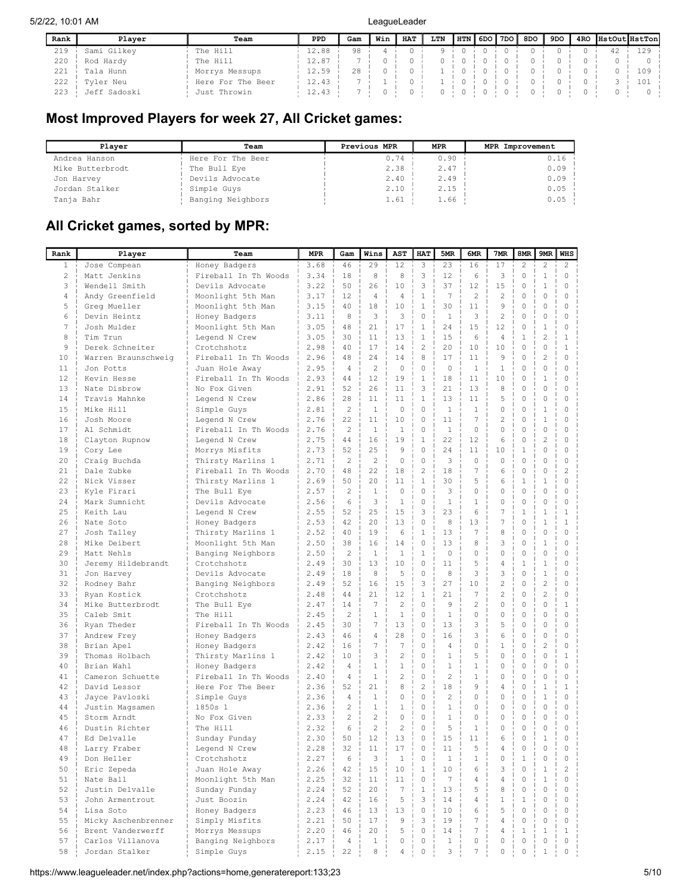| Rank | Player | Team | PPD | Gam | Win | HAT | LTN | HTN | 6DO | 7DO | 8DO | 9DO | 4RO | HstOut | HstTon |
|---|---|---|---|---|---|---|---|---|---|---|---|---|---|---|---|
| 219 | Sami Gilkey | The Hill | 12.88 | 98 | 4 | 0 | 9 | 0 | 0 | 0 | 0 | 0 | 0 | 42 | 129 |
| 220 | Rod Hardy | The Hill | 12.87 | 7 | 0 | 0 | 0 | 0 | 0 | 0 | 0 | 0 | 0 | 0 | 0 |
| 221 | Tala Hunn | Morrys Messups | 12.59 | 28 | 0 | 0 | 1 | 0 | 0 | 0 | 0 | 0 | 0 | 0 | 109 |
| 222 | Tyler Neu | Here For The Beer | 12.43 | 7 | 1 | 0 | 1 | 0 | 0 | 0 | 0 | 0 | 0 | 3 | 101 |
| 223 | Jeff Sadoski | Just Throwin | 12.43 | 7 | 0 | 0 | 0 | 0 | 0 | 0 | 0 | 0 | 0 | 0 | 0 |

## Most Improved Players for week 27, All Cricket games:

| Player | Team | Previous MPR | MPR | MPR Improvement |
|---|---|---|---|---|
| Andrea Hanson | Here For The Beer | 0.74 | 0.90 | 0.16 |
| Mike Butterbrodt | The Bull Eye | 2.38 | 2.47 | 0.09 |
| Jon Harvey | Devils Advocate | 2.40 | 2.49 | 0.09 |
| Jordan Stalker | Simple Guys | 2.10 | 2.15 | 0.05 |
| Tanja Bahr | Banging Neighbors | 1.61 | 1.66 | 0.05 |

## All Cricket games, sorted by MPR:

| Rank | Player | Team | MPR | Gam | Wins | AST | HAT | 5MR | 6MR | 7MR | 8MR | 9MR | WHS |
|---|---|---|---|---|---|---|---|---|---|---|---|---|---|
| 1 | Jose Compean | Honey Badgers | 3.68 | 46 | 29 | 12 | 3 | 23 | 16 | 17 | 2 | 2 | 2 |
| 2 | Matt Jenkins | Fireball In Th Woods | 3.34 | 18 | 8 | 8 | 3 | 12 | 6 | 3 | 0 | 1 | 0 |
| 3 | Wendell Smith | Devils Advocate | 3.22 | 50 | 26 | 10 | 3 | 37 | 12 | 15 | 0 | 1 | 0 |
| 4 | Andy Greenfield | Moonlight 5th Man | 3.17 | 12 | 4 | 4 | 1 | 7 | 2 | 2 | 0 | 0 | 0 |
| 5 | Greg Mueller | Moonlight 5th Man | 3.15 | 40 | 18 | 10 | 1 | 30 | 11 | 9 | 0 | 0 | 0 |
| 6 | Devin Heintz | Honey Badgers | 3.11 | 8 | 3 | 3 | 0 | 1 | 3 | 2 | 0 | 0 | 0 |
| 7 | Josh Mulder | Moonlight 5th Man | 3.05 | 48 | 21 | 17 | 1 | 24 | 15 | 12 | 0 | 1 | 0 |
| 8 | Tim Trun | Legend N Crew | 3.05 | 30 | 11 | 13 | 1 | 15 | 6 | 4 | 1 | 2 | 1 |
| 9 | Derek Schneiter | Crotchshotz | 2.98 | 40 | 17 | 14 | 2 | 20 | 10 | 10 | 0 | 0 | 1 |
| 10 | Warren Braunschweig | Fireball In Th Woods | 2.96 | 48 | 24 | 14 | 8 | 17 | 11 | 9 | 0 | 2 | 0 |
| 11 | Jon Potts | Juan Hole Away | 2.95 | 4 | 2 | 0 | 0 | 0 | 1 | 1 | 0 | 0 | 0 |
| 12 | Kevin Hesse | Fireball In Th Woods | 2.93 | 44 | 12 | 19 | 1 | 18 | 11 | 10 | 0 | 1 | 0 |
| 13 | Nate Disbrow | No Fox Given | 2.91 | 52 | 26 | 11 | 3 | 21 | 13 | 8 | 0 | 0 | 0 |
| 14 | Travis Mahnke | Legend N Crew | 2.86 | 28 | 11 | 11 | 1 | 13 | 11 | 5 | 0 | 0 | 0 |
| 15 | Mike Hill | Simple Guys | 2.81 | 2 | 1 | 0 | 0 | 1 | 1 | 0 | 0 | 1 | 0 |
| 16 | Josh Moore | Legend N Crew | 2.76 | 22 | 11 | 10 | 0 | 11 | 7 | 2 | 0 | 1 | 0 |
| 17 | Al Schmidt | Fireball In Th Woods | 2.76 | 2 | 1 | 1 | 0 | 1 | 0 | 0 | 0 | 0 | 0 |
| 18 | Clayton Rupnow | Legend N Crew | 2.75 | 44 | 16 | 19 | 1 | 22 | 12 | 6 | 0 | 2 | 0 |
| 19 | Cory Lee | Morrys Misfits | 2.73 | 52 | 25 | 9 | 0 | 24 | 11 | 10 | 1 | 0 | 0 |
| 20 | Craig Buchda | Thirsty Marlins 1 | 2.71 | 2 | 2 | 0 | 0 | 3 | 0 | 0 | 0 | 0 | 0 |
| 21 | Dale Zubke | Fireball In Th Woods | 2.70 | 48 | 22 | 18 | 2 | 18 | 7 | 6 | 0 | 0 | 2 |
| 22 | Nick Visser | Thirsty Marlins 1 | 2.69 | 50 | 20 | 11 | 1 | 30 | 5 | 6 | 1 | 1 | 0 |
| 23 | Kyle Firari | The Bull Eye | 2.57 | 2 | 1 | 0 | 0 | 3 | 0 | 0 | 0 | 0 | 0 |
| 24 | Mark Sumnicht | Devils Advocate | 2.56 | 6 | 3 | 1 | 0 | 1 | 1 | 0 | 0 | 0 | 0 |
| 25 | Keith Lau | Legend N Crew | 2.55 | 52 | 25 | 15 | 3 | 23 | 6 | 7 | 1 | 1 | 1 |
| 26 | Nate Soto | Honey Badgers | 2.53 | 42 | 20 | 13 | 0 | 8 | 13 | 7 | 0 | 1 | 1 |
| 27 | Josh Talley | Thirsty Marlins 1 | 2.52 | 40 | 19 | 6 | 1 | 13 | 7 | 8 | 0 | 0 | 0 |
| 28 | Mike Deibert | Moonlight 5th Man | 2.50 | 38 | 16 | 14 | 0 | 13 | 8 | 3 | 0 | 1 | 0 |
| 29 | Matt Nehls | Banging Neighbors | 2.50 | 2 | 1 | 1 | 1 | 0 | 0 | 0 | 0 | 0 | 0 |
| 30 | Jeremy Hildebrandt | Crotchshotz | 2.49 | 30 | 13 | 10 | 0 | 11 | 5 | 4 | 1 | 1 | 0 |
| 31 | Jon Harvey | Devils Advocate | 2.49 | 18 | 8 | 5 | 0 | 8 | 3 | 3 | 0 | 1 | 0 |
| 32 | Rodney Bahr | Banging Neighbors | 2.49 | 52 | 16 | 15 | 3 | 27 | 10 | 2 | 0 | 2 | 0 |
| 33 | Ryan Kostick | Crotchshotz | 2.48 | 44 | 21 | 12 | 1 | 21 | 7 | 2 | 0 | 2 | 0 |
| 34 | Mike Butterbrodt | The Bull Eye | 2.47 | 14 | 7 | 2 | 0 | 9 | 2 | 0 | 0 | 0 | 1 |
| 35 | Caleb Smit | The Hill | 2.45 | 2 | 1 | 1 | 0 | 1 | 0 | 0 | 0 | 0 | 0 |
| 36 | Ryan Theder | Fireball In Th Woods | 2.45 | 30 | 7 | 13 | 0 | 13 | 3 | 5 | 0 | 0 | 0 |
| 37 | Andrew Frey | Honey Badgers | 2.43 | 46 | 4 | 28 | 0 | 16 | 3 | 6 | 0 | 0 | 0 |
| 38 | Brian Apel | Honey Badgers | 2.42 | 16 | 7 | 7 | 0 | 4 | 0 | 1 | 0 | 2 | 0 |
| 39 | Thomas Holbach | Thirsty Marlins 1 | 2.42 | 10 | 3 | 2 | 0 | 1 | 5 | 0 | 0 | 0 | 1 |
| 40 | Brian Wahl | Honey Badgers | 2.42 | 4 | 1 | 1 | 0 | 1 | 1 | 0 | 0 | 0 | 0 |
| 41 | Cameron Schuette | Fireball In Th Woods | 2.40 | 4 | 1 | 2 | 0 | 2 | 1 | 0 | 0 | 0 | 0 |
| 42 | David Lessor | Here For The Beer | 2.36 | 52 | 21 | 8 | 2 | 18 | 9 | 4 | 0 | 1 | 1 |
| 43 | Jayce Pavloski | Simple Guys | 2.36 | 4 | 1 | 0 | 0 | 2 | 0 | 0 | 0 | 1 | 0 |
| 44 | Justin Magsamen | 1850s 1 | 2.36 | 2 | 1 | 1 | 0 | 1 | 0 | 0 | 0 | 0 | 0 |
| 45 | Storm Arndt | No Fox Given | 2.33 | 2 | 2 | 0 | 0 | 1 | 0 | 0 | 0 | 0 | 0 |
| 46 | Dustin Richter | The Hill | 2.32 | 6 | 2 | 2 | 0 | 5 | 1 | 0 | 0 | 0 | 0 |
| 47 | Ed Delvalle | Sunday Funday | 2.30 | 50 | 12 | 13 | 0 | 15 | 11 | 6 | 0 | 1 | 0 |
| 48 | Larry Fraber | Legend N Crew | 2.28 | 32 | 11 | 17 | 0 | 11 | 5 | 4 | 0 | 0 | 0 |
| 49 | Don Heller | Crotchshotz | 2.27 | 6 | 3 | 1 | 0 | 1 | 1 | 0 | 1 | 0 | 0 |
| 50 | Eric Zepeda | Juan Hole Away | 2.26 | 42 | 15 | 10 | 1 | 10 | 6 | 3 | 0 | 1 | 2 |
| 51 | Nate Ball | Moonlight 5th Man | 2.25 | 32 | 11 | 11 | 0 | 7 | 4 | 4 | 0 | 1 | 0 |
| 52 | Justin Delvalle | Sunday Funday | 2.24 | 52 | 20 | 7 | 1 | 13 | 5 | 8 | 0 | 0 | 0 |
| 53 | John Armentrout | Just Boozin | 2.24 | 42 | 16 | 5 | 3 | 14 | 4 | 1 | 1 | 0 | 0 |
| 54 | Lisa Soto | Honey Badgers | 2.23 | 46 | 13 | 13 | 0 | 10 | 6 | 5 | 0 | 0 | 0 |
| 55 | Micky Aschenbrenner | Simply Misfits | 2.21 | 50 | 17 | 9 | 3 | 19 | 7 | 4 | 0 | 0 | 0 |
| 56 | Brent Vanderwerff | Morrys Messups | 2.20 | 46 | 20 | 5 | 0 | 14 | 7 | 4 | 1 | 1 | 1 |
| 57 | Carlos Villanova | Banging Neighbors | 2.17 | 4 | 1 | 0 | 0 | 1 | 0 | 0 | 0 | 0 | 0 |
| 58 | Jordan Stalker | Simple Guys | 2.15 | 22 | 8 | 4 | 0 | 3 | 7 | 0 | 0 | 1 | 0 |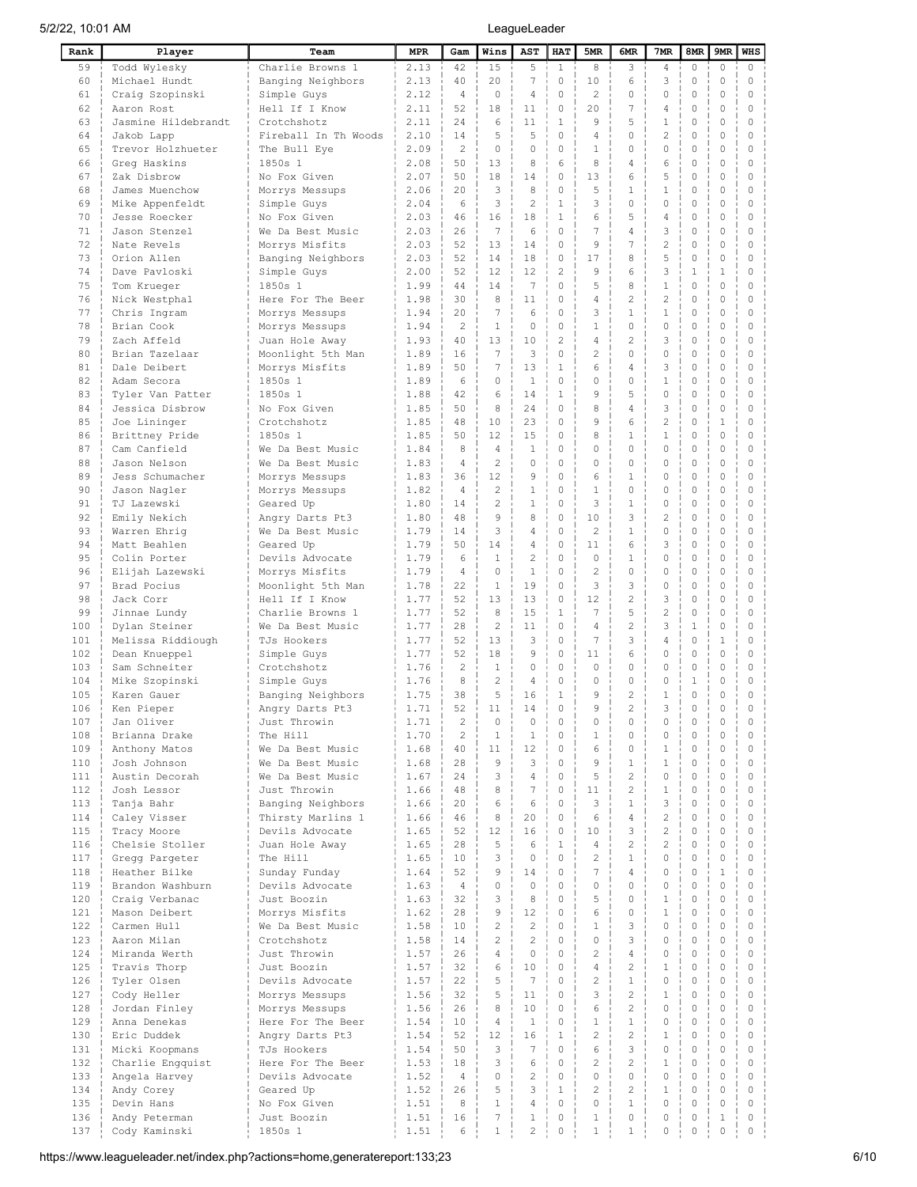| Rank | Player | Team | MPR | Gam | Wins | AST | HAT | 5MR | 6MR | 7MR | 8MR | 9MR | WHS |
|---|---|---|---|---|---|---|---|---|---|---|---|---|---|
| 59 | Todd Wylesky | Charlie Browns 1 | 2.13 | 42 | 15 | 5 | 1 | 8 | 3 | 4 | 0 | 0 | 0 |
| 60 | Michael Hundt | Banging Neighbors | 2.13 | 40 | 20 | 7 | 0 | 10 | 6 | 3 | 0 | 0 | 0 |
| 61 | Craig Szopinski | Simple Guys | 2.12 | 4 | 0 | 4 | 0 | 2 | 0 | 0 | 0 | 0 | 0 |
| 62 | Aaron Rost | Hell If I Know | 2.11 | 52 | 18 | 11 | 0 | 20 | 7 | 4 | 0 | 0 | 0 |
| 63 | Jasmine Hildebrandt | Crotchshotz | 2.11 | 24 | 6 | 11 | 1 | 9 | 5 | 1 | 0 | 0 | 0 |
| 64 | Jakob Lapp | Fireball In Th Woods | 2.10 | 14 | 5 | 5 | 0 | 4 | 0 | 2 | 0 | 0 | 0 |
| 65 | Trevor Holzhueter | The Bull Eye | 2.09 | 2 | 0 | 0 | 0 | 1 | 0 | 0 | 0 | 0 | 0 |
| 66 | Greg Haskins | 1850s 1 | 2.08 | 50 | 13 | 8 | 6 | 8 | 4 | 6 | 0 | 0 | 0 |
| 67 | Zak Disbrow | No Fox Given | 2.07 | 50 | 18 | 14 | 0 | 13 | 6 | 5 | 0 | 0 | 0 |
| 68 | James Muenchow | Morrys Messups | 2.06 | 20 | 3 | 8 | 0 | 5 | 1 | 1 | 0 | 0 | 0 |
| 69 | Mike Appenfeldt | Simple Guys | 2.04 | 6 | 3 | 2 | 1 | 3 | 0 | 0 | 0 | 0 | 0 |
| 70 | Jesse Roecker | No Fox Given | 2.03 | 46 | 16 | 18 | 1 | 6 | 5 | 4 | 0 | 0 | 0 |
| 71 | Jason Stenzel | We Da Best Music | 2.03 | 26 | 7 | 6 | 0 | 7 | 4 | 3 | 0 | 0 | 0 |
| 72 | Nate Revels | Morrys Misfits | 2.03 | 52 | 13 | 14 | 0 | 9 | 7 | 2 | 0 | 0 | 0 |
| 73 | Orion Allen | Banging Neighbors | 2.03 | 52 | 14 | 18 | 0 | 17 | 8 | 5 | 0 | 0 | 0 |
| 74 | Dave Pavloski | Simple Guys | 2.00 | 52 | 12 | 12 | 2 | 9 | 6 | 3 | 1 | 1 | 0 |
| 75 | Tom Krueger | 1850s 1 | 1.99 | 44 | 14 | 7 | 0 | 5 | 8 | 1 | 0 | 0 | 0 |
| 76 | Nick Westphal | Here For The Beer | 1.98 | 30 | 8 | 11 | 0 | 4 | 2 | 2 | 0 | 0 | 0 |
| 77 | Chris Ingram | Morrys Messups | 1.94 | 20 | 7 | 6 | 0 | 3 | 1 | 1 | 0 | 0 | 0 |
| 78 | Brian Cook | Morrys Messups | 1.94 | 2 | 1 | 0 | 0 | 1 | 0 | 0 | 0 | 0 | 0 |
| 79 | Zach Affeld | Juan Hole Away | 1.93 | 40 | 13 | 10 | 2 | 4 | 2 | 3 | 0 | 0 | 0 |
| 80 | Brian Tazelaar | Moonlight 5th Man | 1.89 | 16 | 7 | 3 | 0 | 2 | 0 | 0 | 0 | 0 | 0 |
| 81 | Dale Deibert | Morrys Misfits | 1.89 | 50 | 7 | 13 | 1 | 6 | 4 | 3 | 0 | 0 | 0 |
| 82 | Adam Secora | 1850s 1 | 1.89 | 6 | 0 | 1 | 0 | 0 | 0 | 1 | 0 | 0 | 0 |
| 83 | Tyler Van Patter | 1850s 1 | 1.88 | 42 | 6 | 14 | 1 | 9 | 5 | 0 | 0 | 0 | 0 |
| 84 | Jessica Disbrow | No Fox Given | 1.85 | 50 | 8 | 24 | 0 | 8 | 4 | 3 | 0 | 0 | 0 |
| 85 | Joe Lininger | Crotchshotz | 1.85 | 48 | 10 | 23 | 0 | 9 | 6 | 2 | 0 | 1 | 0 |
| 86 | Brittney Pride | 1850s 1 | 1.85 | 50 | 12 | 15 | 0 | 8 | 1 | 1 | 0 | 0 | 0 |
| 87 | Cam Canfield | We Da Best Music | 1.84 | 8 | 4 | 1 | 0 | 0 | 0 | 0 | 0 | 0 | 0 |
| 88 | Jason Nelson | We Da Best Music | 1.83 | 4 | 2 | 0 | 0 | 0 | 0 | 0 | 0 | 0 | 0 |
| 89 | Jess Schumacher | Morrys Messups | 1.83 | 36 | 12 | 9 | 0 | 6 | 1 | 0 | 0 | 0 | 0 |
| 90 | Jason Nagler | Morrys Messups | 1.82 | 4 | 2 | 1 | 0 | 1 | 0 | 0 | 0 | 0 | 0 |
| 91 | TJ Lazewski | Geared Up | 1.80 | 14 | 2 | 1 | 0 | 3 | 1 | 0 | 0 | 0 | 0 |
| 92 | Emily Nekich | Angry Darts Pt3 | 1.80 | 48 | 9 | 8 | 0 | 10 | 3 | 2 | 0 | 0 | 0 |
| 93 | Warren Ehrig | We Da Best Music | 1.79 | 14 | 3 | 4 | 0 | 2 | 1 | 0 | 0 | 0 | 0 |
| 94 | Matt Beahlen | Geared Up | 1.79 | 50 | 14 | 4 | 0 | 11 | 6 | 3 | 0 | 0 | 0 |
| 95 | Colin Porter | Devils Advocate | 1.79 | 6 | 1 | 2 | 0 | 0 | 1 | 0 | 0 | 0 | 0 |
| 96 | Elijah Lazewski | Morrys Misfits | 1.79 | 4 | 0 | 1 | 0 | 2 | 0 | 0 | 0 | 0 | 0 |
| 97 | Brad Pocius | Moonlight 5th Man | 1.78 | 22 | 1 | 19 | 0 | 3 | 3 | 0 | 0 | 0 | 0 |
| 98 | Jack Corr | Hell If I Know | 1.77 | 52 | 13 | 13 | 0 | 12 | 2 | 3 | 0 | 0 | 0 |
| 99 | Jinnae Lundy | Charlie Browns 1 | 1.77 | 52 | 8 | 15 | 1 | 7 | 5 | 2 | 0 | 0 | 0 |
| 100 | Dylan Steiner | We Da Best Music | 1.77 | 28 | 2 | 11 | 0 | 4 | 2 | 3 | 1 | 0 | 0 |
| 101 | Melissa Riddiough | TJs Hookers | 1.77 | 52 | 13 | 3 | 0 | 7 | 3 | 4 | 0 | 1 | 0 |
| 102 | Dean Knueppel | Simple Guys | 1.77 | 52 | 18 | 9 | 0 | 11 | 6 | 0 | 0 | 0 | 0 |
| 103 | Sam Schneiter | Crotchshotz | 1.76 | 2 | 1 | 0 | 0 | 0 | 0 | 0 | 0 | 0 | 0 |
| 104 | Mike Szopinski | Simple Guys | 1.76 | 8 | 2 | 4 | 0 | 0 | 0 | 0 | 1 | 0 | 0 |
| 105 | Karen Gauer | Banging Neighbors | 1.75 | 38 | 5 | 16 | 1 | 9 | 2 | 1 | 0 | 0 | 0 |
| 106 | Ken Pieper | Angry Darts Pt3 | 1.71 | 52 | 11 | 14 | 0 | 9 | 2 | 3 | 0 | 0 | 0 |
| 107 | Jan Oliver | Just Throwin | 1.71 | 2 | 0 | 0 | 0 | 0 | 0 | 0 | 0 | 0 | 0 |
| 108 | Brianna Drake | The Hill | 1.70 | 2 | 1 | 1 | 0 | 1 | 0 | 0 | 0 | 0 | 0 |
| 109 | Anthony Matos | We Da Best Music | 1.68 | 40 | 11 | 12 | 0 | 6 | 0 | 1 | 0 | 0 | 0 |
| 110 | Josh Johnson | We Da Best Music | 1.68 | 28 | 9 | 3 | 0 | 9 | 1 | 1 | 0 | 0 | 0 |
| 111 | Austin Decorah | We Da Best Music | 1.67 | 24 | 3 | 4 | 0 | 5 | 2 | 0 | 0 | 0 | 0 |
| 112 | Josh Lessor | Just Throwin | 1.66 | 48 | 8 | 7 | 0 | 11 | 2 | 1 | 0 | 0 | 0 |
| 113 | Tanja Bahr | Banging Neighbors | 1.66 | 20 | 6 | 6 | 0 | 3 | 1 | 3 | 0 | 0 | 0 |
| 114 | Caley Visser | Thirsty Marlins 1 | 1.66 | 46 | 8 | 20 | 0 | 6 | 4 | 2 | 0 | 0 | 0 |
| 115 | Tracy Moore | Devils Advocate | 1.65 | 52 | 12 | 16 | 0 | 10 | 3 | 2 | 0 | 0 | 0 |
| 116 | Chelsie Stoller | Juan Hole Away | 1.65 | 28 | 5 | 6 | 1 | 4 | 2 | 2 | 0 | 0 | 0 |
| 117 | Gregg Pargeter | The Hill | 1.65 | 10 | 3 | 0 | 0 | 2 | 1 | 0 | 0 | 0 | 0 |
| 118 | Heather Bilke | Sunday Funday | 1.64 | 52 | 9 | 14 | 0 | 7 | 4 | 0 | 0 | 1 | 0 |
| 119 | Brandon Washburn | Devils Advocate | 1.63 | 4 | 0 | 0 | 0 | 0 | 0 | 0 | 0 | 0 | 0 |
| 120 | Craig Verbanac | Just Boozin | 1.63 | 32 | 3 | 8 | 0 | 5 | 0 | 1 | 0 | 0 | 0 |
| 121 | Mason Deibert | Morrys Misfits | 1.62 | 28 | 9 | 12 | 0 | 6 | 0 | 1 | 0 | 0 | 0 |
| 122 | Carmen Hull | We Da Best Music | 1.58 | 10 | 2 | 2 | 0 | 1 | 3 | 0 | 0 | 0 | 0 |
| 123 | Aaron Milan | Crotchshotz | 1.58 | 14 | 2 | 2 | 0 | 0 | 3 | 0 | 0 | 0 | 0 |
| 124 | Miranda Werth | Just Throwin | 1.57 | 26 | 4 | 0 | 0 | 2 | 4 | 0 | 0 | 0 | 0 |
| 125 | Travis Thorp | Just Boozin | 1.57 | 32 | 6 | 10 | 0 | 4 | 2 | 1 | 0 | 0 | 0 |
| 126 | Tyler Olsen | Devils Advocate | 1.57 | 22 | 5 | 7 | 0 | 2 | 1 | 0 | 0 | 0 | 0 |
| 127 | Cody Heller | Morrys Messups | 1.56 | 32 | 5 | 11 | 0 | 3 | 2 | 1 | 0 | 0 | 0 |
| 128 | Jordan Finley | Morrys Messups | 1.56 | 26 | 8 | 10 | 0 | 6 | 2 | 0 | 0 | 0 | 0 |
| 129 | Anna Denekas | Here For The Beer | 1.54 | 10 | 4 | 1 | 0 | 1 | 1 | 0 | 0 | 0 | 0 |
| 130 | Eric Duddek | Angry Darts Pt3 | 1.54 | 52 | 12 | 16 | 1 | 2 | 2 | 1 | 0 | 0 | 0 |
| 131 | Micki Koopmans | TJs Hookers | 1.54 | 50 | 3 | 7 | 0 | 6 | 3 | 0 | 0 | 0 | 0 |
| 132 | Charlie Engquist | Here For The Beer | 1.53 | 18 | 3 | 6 | 0 | 2 | 2 | 1 | 0 | 0 | 0 |
| 133 | Angela Harvey | Devils Advocate | 1.52 | 4 | 0 | 2 | 0 | 0 | 0 | 0 | 0 | 0 | 0 |
| 134 | Andy Corey | Geared Up | 1.52 | 26 | 5 | 3 | 1 | 2 | 2 | 1 | 0 | 0 | 0 |
| 135 | Devin Hans | No Fox Given | 1.51 | 8 | 1 | 4 | 0 | 0 | 1 | 0 | 0 | 0 | 0 |
| 136 | Andy Peterman | Just Boozin | 1.51 | 16 | 7 | 1 | 0 | 1 | 0 | 0 | 0 | 1 | 0 |
| 137 | Cody Kaminski | 1850s 1 | 1.51 | 6 | 1 | 2 | 0 | 1 | 1 | 0 | 0 | 0 | 0 |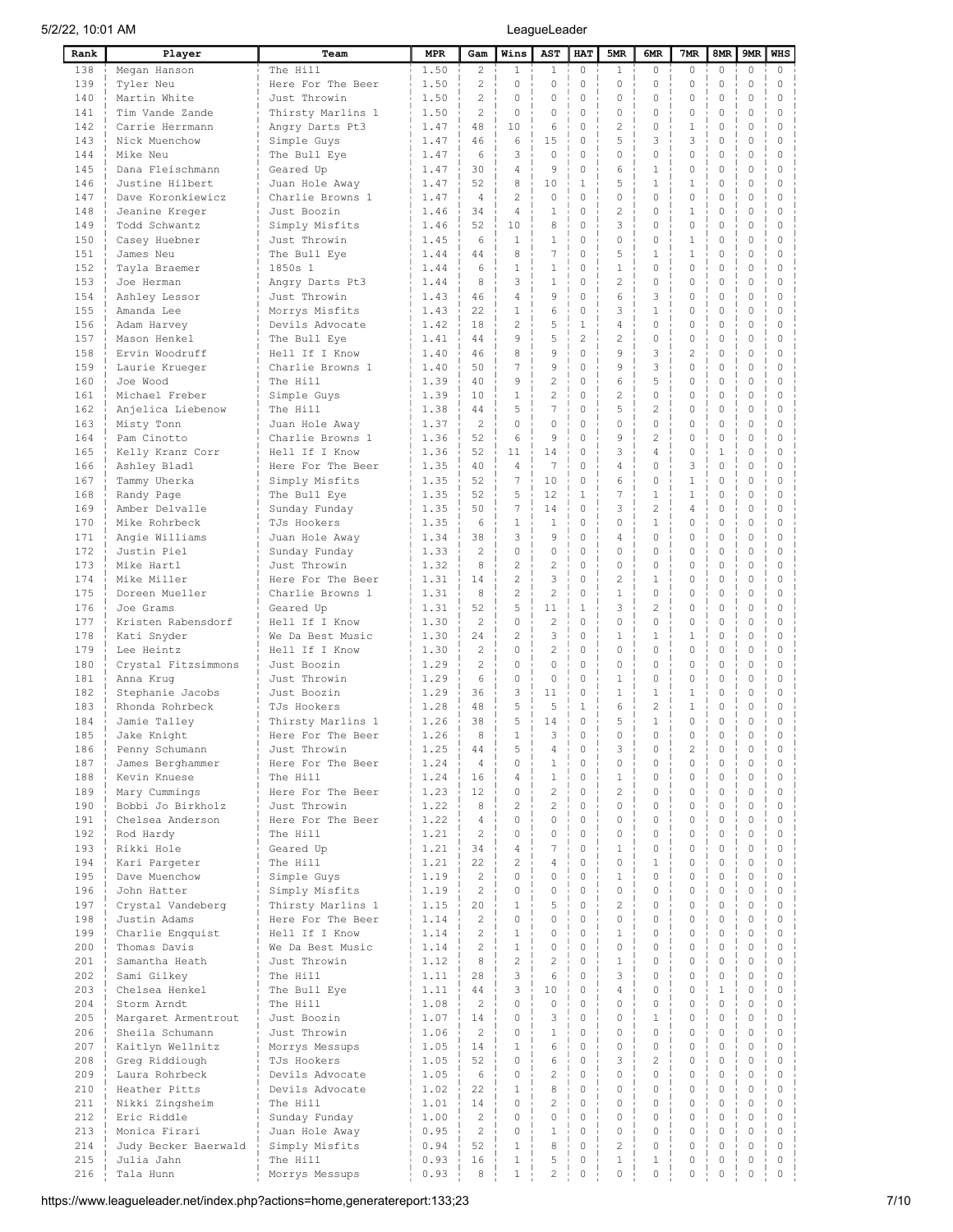| Rank | Player | Team | MPR | Gam | Wins | AST | HAT | 5MR | 6MR | 7MR | 8MR | 9MR | WHS |
|---|---|---|---|---|---|---|---|---|---|---|---|---|---|
| 138 | Megan Hanson | The Hill | 1.50 | 2 | 1 | 1 | 0 | 1 | 0 | 0 | 0 | 0 | 0 |
| 139 | Tyler Neu | Here For The Beer | 1.50 | 2 | 0 | 0 | 0 | 0 | 0 | 0 | 0 | 0 | 0 |
| 140 | Martin White | Just Throwin | 1.50 | 2 | 0 | 0 | 0 | 0 | 0 | 0 | 0 | 0 | 0 |
| 141 | Tim Vande Zande | Thirsty Marlins 1 | 1.50 | 2 | 0 | 0 | 0 | 0 | 0 | 0 | 0 | 0 | 0 |
| 142 | Carrie Herrmann | Angry Darts Pt3 | 1.47 | 48 | 10 | 6 | 0 | 2 | 0 | 1 | 0 | 0 | 0 |
| 143 | Nick Muenchow | Simple Guys | 1.47 | 46 | 6 | 15 | 0 | 5 | 3 | 3 | 0 | 0 | 0 |
| 144 | Mike Neu | The Bull Eye | 1.47 | 6 | 3 | 0 | 0 | 0 | 0 | 0 | 0 | 0 | 0 |
| 145 | Dana Fleischmann | Geared Up | 1.47 | 30 | 4 | 9 | 0 | 6 | 1 | 0 | 0 | 0 | 0 |
| 146 | Justine Hilbert | Juan Hole Away | 1.47 | 52 | 8 | 10 | 1 | 5 | 1 | 1 | 0 | 0 | 0 |
| 147 | Dave Koronkiewicz | Charlie Browns 1 | 1.47 | 4 | 2 | 0 | 0 | 0 | 0 | 0 | 0 | 0 | 0 |
| 148 | Jeanine Kreger | Just Boozin | 1.46 | 34 | 4 | 1 | 0 | 2 | 0 | 1 | 0 | 0 | 0 |
| 149 | Todd Schwantz | Simply Misfits | 1.46 | 52 | 10 | 8 | 0 | 3 | 0 | 0 | 0 | 0 | 0 |
| 150 | Casey Huebner | Just Throwin | 1.45 | 6 | 1 | 1 | 0 | 0 | 0 | 1 | 0 | 0 | 0 |
| 151 | James Neu | The Bull Eye | 1.44 | 44 | 8 | 7 | 0 | 5 | 1 | 1 | 0 | 0 | 0 |
| 152 | Tayla Braemer | 1850s 1 | 1.44 | 6 | 1 | 1 | 0 | 1 | 0 | 0 | 0 | 0 | 0 |
| 153 | Joe Herman | Angry Darts Pt3 | 1.44 | 8 | 3 | 1 | 0 | 2 | 0 | 0 | 0 | 0 | 0 |
| 154 | Ashley Lessor | Just Throwin | 1.43 | 46 | 4 | 9 | 0 | 6 | 3 | 0 | 0 | 0 | 0 |
| 155 | Amanda Lee | Morrys Misfits | 1.43 | 22 | 1 | 6 | 0 | 3 | 1 | 0 | 0 | 0 | 0 |
| 156 | Adam Harvey | Devils Advocate | 1.42 | 18 | 2 | 5 | 1 | 4 | 0 | 0 | 0 | 0 | 0 |
| 157 | Mason Henkel | The Bull Eye | 1.41 | 44 | 9 | 5 | 2 | 2 | 0 | 0 | 0 | 0 | 0 |
| 158 | Ervin Woodruff | Hell If I Know | 1.40 | 46 | 8 | 9 | 0 | 9 | 3 | 2 | 0 | 0 | 0 |
| 159 | Laurie Krueger | Charlie Browns 1 | 1.40 | 50 | 7 | 9 | 0 | 9 | 3 | 0 | 0 | 0 | 0 |
| 160 | Joe Wood | The Hill | 1.39 | 40 | 9 | 2 | 0 | 6 | 5 | 0 | 0 | 0 | 0 |
| 161 | Michael Freber | Simple Guys | 1.39 | 10 | 1 | 2 | 0 | 2 | 0 | 0 | 0 | 0 | 0 |
| 162 | Anjelica Liebenow | The Hill | 1.38 | 44 | 5 | 7 | 0 | 5 | 2 | 0 | 0 | 0 | 0 |
| 163 | Misty Tonn | Juan Hole Away | 1.37 | 2 | 0 | 0 | 0 | 0 | 0 | 0 | 0 | 0 | 0 |
| 164 | Pam Cinotto | Charlie Browns 1 | 1.36 | 52 | 6 | 9 | 0 | 9 | 2 | 0 | 0 | 0 | 0 |
| 165 | Kelly Kranz Corr | Hell If I Know | 1.36 | 52 | 11 | 14 | 0 | 3 | 4 | 0 | 1 | 0 | 0 |
| 166 | Ashley Bladl | Here For The Beer | 1.35 | 40 | 4 | 7 | 0 | 4 | 0 | 3 | 0 | 0 | 0 |
| 167 | Tammy Uherka | Simply Misfits | 1.35 | 52 | 7 | 10 | 0 | 6 | 0 | 1 | 0 | 0 | 0 |
| 168 | Randy Page | The Bull Eye | 1.35 | 52 | 5 | 12 | 1 | 7 | 1 | 1 | 0 | 0 | 0 |
| 169 | Amber Delvalle | Sunday Funday | 1.35 | 50 | 7 | 14 | 0 | 3 | 2 | 4 | 0 | 0 | 0 |
| 170 | Mike Rohrbeck | TJs Hookers | 1.35 | 6 | 1 | 1 | 0 | 0 | 1 | 0 | 0 | 0 | 0 |
| 171 | Angie Williams | Juan Hole Away | 1.34 | 38 | 3 | 9 | 0 | 4 | 0 | 0 | 0 | 0 | 0 |
| 172 | Justin Piel | Sunday Funday | 1.33 | 2 | 0 | 0 | 0 | 0 | 0 | 0 | 0 | 0 | 0 |
| 173 | Mike Hartl | Just Throwin | 1.32 | 8 | 2 | 2 | 0 | 0 | 0 | 0 | 0 | 0 | 0 |
| 174 | Mike Miller | Here For The Beer | 1.31 | 14 | 2 | 3 | 0 | 2 | 1 | 0 | 0 | 0 | 0 |
| 175 | Doreen Mueller | Charlie Browns 1 | 1.31 | 8 | 2 | 2 | 0 | 1 | 0 | 0 | 0 | 0 | 0 |
| 176 | Joe Grams | Geared Up | 1.31 | 52 | 5 | 11 | 1 | 3 | 2 | 0 | 0 | 0 | 0 |
| 177 | Kristen Rabensdorf | Hell If I Know | 1.30 | 2 | 0 | 2 | 0 | 0 | 0 | 0 | 0 | 0 | 0 |
| 178 | Kati Snyder | We Da Best Music | 1.30 | 24 | 2 | 3 | 0 | 1 | 1 | 1 | 0 | 0 | 0 |
| 179 | Lee Heintz | Hell If I Know | 1.30 | 2 | 0 | 2 | 0 | 0 | 0 | 0 | 0 | 0 | 0 |
| 180 | Crystal Fitzsimmons | Just Boozin | 1.29 | 2 | 0 | 0 | 0 | 0 | 0 | 0 | 0 | 0 | 0 |
| 181 | Anna Krug | Just Throwin | 1.29 | 6 | 0 | 0 | 0 | 1 | 0 | 0 | 0 | 0 | 0 |
| 182 | Stephanie Jacobs | Just Boozin | 1.29 | 36 | 3 | 11 | 0 | 1 | 1 | 1 | 0 | 0 | 0 |
| 183 | Rhonda Rohrbeck | TJs Hookers | 1.28 | 48 | 5 | 5 | 1 | 6 | 2 | 1 | 0 | 0 | 0 |
| 184 | Jamie Talley | Thirsty Marlins 1 | 1.26 | 38 | 5 | 14 | 0 | 5 | 1 | 0 | 0 | 0 | 0 |
| 185 | Jake Knight | Here For The Beer | 1.26 | 8 | 1 | 3 | 0 | 0 | 0 | 0 | 0 | 0 | 0 |
| 186 | Penny Schumann | Just Throwin | 1.25 | 44 | 5 | 4 | 0 | 3 | 0 | 2 | 0 | 0 | 0 |
| 187 | James Berghammer | Here For The Beer | 1.24 | 4 | 0 | 1 | 0 | 0 | 0 | 0 | 0 | 0 | 0 |
| 188 | Kevin Knuese | The Hill | 1.24 | 16 | 4 | 1 | 0 | 1 | 0 | 0 | 0 | 0 | 0 |
| 189 | Mary Cummings | Here For The Beer | 1.23 | 12 | 0 | 2 | 0 | 2 | 0 | 0 | 0 | 0 | 0 |
| 190 | Bobbi Jo Birkholz | Just Throwin | 1.22 | 8 | 2 | 2 | 0 | 0 | 0 | 0 | 0 | 0 | 0 |
| 191 | Chelsea Anderson | Here For The Beer | 1.22 | 4 | 0 | 0 | 0 | 0 | 0 | 0 | 0 | 0 | 0 |
| 192 | Rod Hardy | The Hill | 1.21 | 2 | 0 | 0 | 0 | 0 | 0 | 0 | 0 | 0 | 0 |
| 193 | Rikki Hole | Geared Up | 1.21 | 34 | 4 | 7 | 0 | 1 | 0 | 0 | 0 | 0 | 0 |
| 194 | Kari Pargeter | The Hill | 1.21 | 22 | 2 | 4 | 0 | 0 | 1 | 0 | 0 | 0 | 0 |
| 195 | Dave Muenchow | Simple Guys | 1.19 | 2 | 0 | 0 | 0 | 1 | 0 | 0 | 0 | 0 | 0 |
| 196 | John Hatter | Simply Misfits | 1.19 | 2 | 0 | 0 | 0 | 0 | 0 | 0 | 0 | 0 | 0 |
| 197 | Crystal Vandeberg | Thirsty Marlins 1 | 1.15 | 20 | 1 | 5 | 0 | 2 | 0 | 0 | 0 | 0 | 0 |
| 198 | Justin Adams | Here For The Beer | 1.14 | 2 | 0 | 0 | 0 | 0 | 0 | 0 | 0 | 0 | 0 |
| 199 | Charlie Engquist | Hell If I Know | 1.14 | 2 | 1 | 0 | 0 | 1 | 0 | 0 | 0 | 0 | 0 |
| 200 | Thomas Davis | We Da Best Music | 1.14 | 2 | 1 | 0 | 0 | 0 | 0 | 0 | 0 | 0 | 0 |
| 201 | Samantha Heath | Just Throwin | 1.12 | 8 | 2 | 2 | 0 | 1 | 0 | 0 | 0 | 0 | 0 |
| 202 | Sami Gilkey | The Hill | 1.11 | 28 | 3 | 6 | 0 | 3 | 0 | 0 | 0 | 0 | 0 |
| 203 | Chelsea Henkel | The Bull Eye | 1.11 | 44 | 3 | 10 | 0 | 4 | 0 | 0 | 1 | 0 | 0 |
| 204 | Storm Arndt | The Hill | 1.08 | 2 | 0 | 0 | 0 | 0 | 0 | 0 | 0 | 0 | 0 |
| 205 | Margaret Armentrout | Just Boozin | 1.07 | 14 | 0 | 3 | 0 | 0 | 1 | 0 | 0 | 0 | 0 |
| 206 | Sheila Schumann | Just Throwin | 1.06 | 2 | 0 | 1 | 0 | 0 | 0 | 0 | 0 | 0 | 0 |
| 207 | Kaitlyn Wellnitz | Morrys Messups | 1.05 | 14 | 1 | 6 | 0 | 0 | 0 | 0 | 0 | 0 | 0 |
| 208 | Greg Riddiough | TJs Hookers | 1.05 | 52 | 0 | 6 | 0 | 3 | 2 | 0 | 0 | 0 | 0 |
| 209 | Laura Rohrbeck | Devils Advocate | 1.05 | 6 | 0 | 2 | 0 | 0 | 0 | 0 | 0 | 0 | 0 |
| 210 | Heather Pitts | Devils Advocate | 1.02 | 22 | 1 | 8 | 0 | 0 | 0 | 0 | 0 | 0 | 0 |
| 211 | Nikki Zingsheim | The Hill | 1.01 | 14 | 0 | 2 | 0 | 0 | 0 | 0 | 0 | 0 | 0 |
| 212 | Eric Riddle | Sunday Funday | 1.00 | 2 | 0 | 0 | 0 | 0 | 0 | 0 | 0 | 0 | 0 |
| 213 | Monica Firari | Juan Hole Away | 0.95 | 2 | 0 | 1 | 0 | 0 | 0 | 0 | 0 | 0 | 0 |
| 214 | Judy Becker Baerwald | Simply Misfits | 0.94 | 52 | 1 | 8 | 0 | 2 | 0 | 0 | 0 | 0 | 0 |
| 215 | Julia Jahn | The Hill | 0.93 | 16 | 1 | 5 | 0 | 1 | 1 | 0 | 0 | 0 | 0 |
| 216 | Tala Hunn | Morrys Messups | 0.93 | 8 | 1 | 2 | 0 | 0 | 0 | 0 | 0 | 0 | 0 |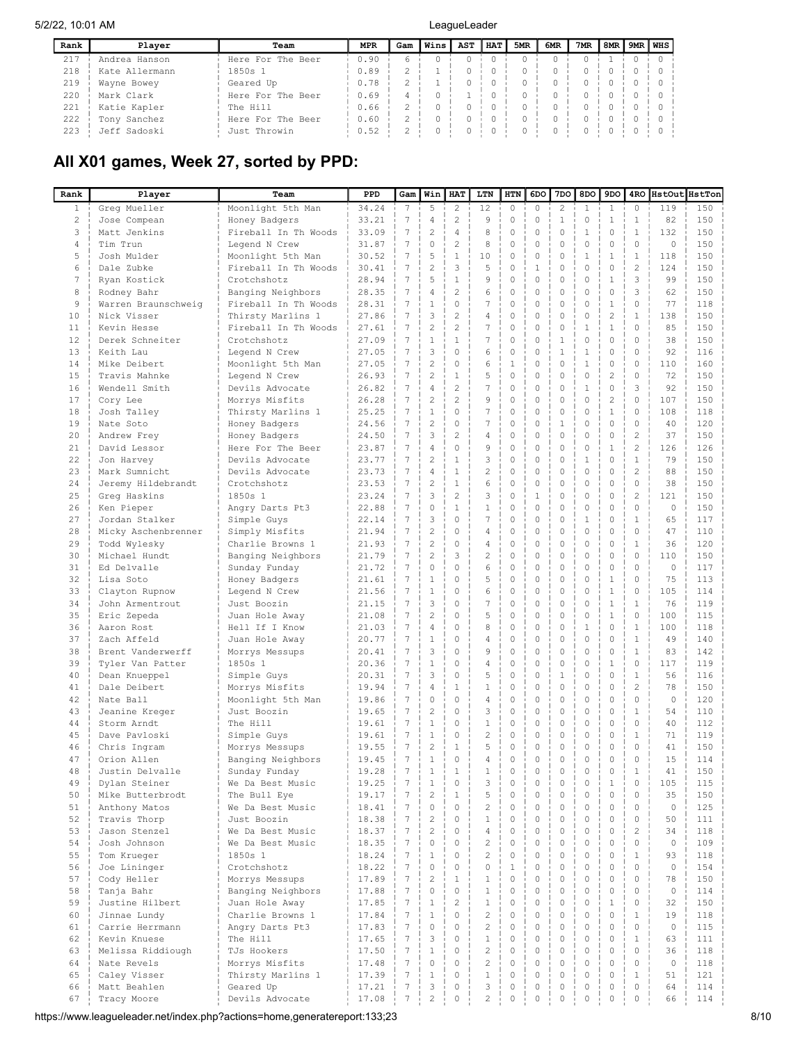| Rank | Player | Team | MPR | Gam | Wins | AST | HAT | 5MR | 6MR | 7MR | 8MR | 9MR | WHS |
|---|---|---|---|---|---|---|---|---|---|---|---|---|---|
| 217 | Andrea Hanson | Here For The Beer | 0.90 | 6 | 0 | 0 | 0 | 0 | 0 | 0 | 1 | 0 | 0 |
| 218 | Kate Allermann | 1850s 1 | 0.89 | 2 | 1 | 0 | 0 | 0 | 0 | 0 | 0 | 0 | 0 |
| 219 | Wayne Bowey | Geared Up | 0.78 | 2 | 1 | 0 | 0 | 0 | 0 | 0 | 0 | 0 | 0 |
| 220 | Mark Clark | Here For The Beer | 0.69 | 4 | 0 | 1 | 0 | 0 | 0 | 0 | 0 | 0 | 0 |
| 221 | Katie Kapler | The Hill | 0.66 | 2 | 0 | 0 | 0 | 0 | 0 | 0 | 0 | 0 | 0 |
| 222 | Tony Sanchez | Here For The Beer | 0.60 | 2 | 0 | 0 | 0 | 0 | 0 | 0 | 0 | 0 | 0 |
| 223 | Jeff Sadoski | Just Throwin | 0.52 | 2 | 0 | 0 | 0 | 0 | 0 | 0 | 0 | 0 | 0 |

## All X01 games, Week 27, sorted by PPD:

| Rank | Player | Team | PPD | Gam | Win | HAT | LTN | HTN | 6DO | 7DO | 8DO | 9DO | 4RO | HstOut | HstTon |
|---|---|---|---|---|---|---|---|---|---|---|---|---|---|---|---|
| 1 | Greg Mueller | Moonlight 5th Man | 34.24 | 7 | 5 | 2 | 12 | 0 | 0 | 2 | 1 | 1 | 0 | 119 | 150 |
| 2 | Jose Compean | Honey Badgers | 33.21 | 7 | 4 | 2 | 9 | 0 | 0 | 1 | 0 | 1 | 1 | 82 | 150 |
| 3 | Matt Jenkins | Fireball In Th Woods | 33.09 | 7 | 2 | 4 | 8 | 0 | 0 | 0 | 1 | 0 | 1 | 132 | 150 |
| 4 | Tim Trun | Legend N Crew | 31.87 | 7 | 0 | 2 | 8 | 0 | 0 | 0 | 0 | 0 | 0 | 0 | 150 |
| 5 | Josh Mulder | Moonlight 5th Man | 30.52 | 7 | 5 | 1 | 10 | 0 | 0 | 0 | 1 | 1 | 1 | 118 | 150 |
| 6 | Dale Zubke | Fireball In Th Woods | 30.41 | 7 | 2 | 3 | 5 | 0 | 1 | 0 | 0 | 0 | 2 | 124 | 150 |
| 7 | Ryan Kostick | Crotchshotz | 28.94 | 7 | 5 | 1 | 9 | 0 | 0 | 0 | 0 | 1 | 3 | 99 | 150 |
| 8 | Rodney Bahr | Banging Neighbors | 28.35 | 7 | 4 | 2 | 6 | 0 | 0 | 0 | 0 | 0 | 3 | 62 | 150 |
| 9 | Warren Braunschweig | Fireball In Th Woods | 28.31 | 7 | 1 | 0 | 7 | 0 | 0 | 0 | 0 | 1 | 0 | 77 | 118 |
| 10 | Nick Visser | Thirsty Marlins 1 | 27.86 | 7 | 3 | 2 | 4 | 0 | 0 | 0 | 0 | 2 | 1 | 138 | 150 |
| 11 | Kevin Hesse | Fireball In Th Woods | 27.61 | 7 | 2 | 2 | 7 | 0 | 0 | 0 | 1 | 1 | 0 | 85 | 150 |
| 12 | Derek Schneiter | Crotchshotz | 27.09 | 7 | 1 | 1 | 7 | 0 | 0 | 1 | 0 | 0 | 0 | 38 | 150 |
| 13 | Keith Lau | Legend N Crew | 27.05 | 7 | 3 | 0 | 6 | 0 | 0 | 1 | 1 | 0 | 0 | 92 | 116 |
| 14 | Mike Deibert | Moonlight 5th Man | 27.05 | 7 | 2 | 0 | 6 | 1 | 0 | 0 | 1 | 0 | 0 | 110 | 160 |
| 15 | Travis Mahnke | Legend N Crew | 26.93 | 7 | 2 | 1 | 5 | 0 | 0 | 0 | 0 | 2 | 0 | 72 | 150 |
| 16 | Wendell Smith | Devils Advocate | 26.82 | 7 | 4 | 2 | 7 | 0 | 0 | 0 | 1 | 0 | 3 | 92 | 150 |
| 17 | Cory Lee | Morrys Misfits | 26.28 | 7 | 2 | 2 | 9 | 0 | 0 | 0 | 0 | 2 | 0 | 107 | 150 |
| 18 | Josh Talley | Thirsty Marlins 1 | 25.25 | 7 | 1 | 0 | 7 | 0 | 0 | 0 | 0 | 1 | 0 | 108 | 118 |
| 19 | Nate Soto | Honey Badgers | 24.56 | 7 | 2 | 0 | 7 | 0 | 0 | 1 | 0 | 0 | 0 | 40 | 120 |
| 20 | Andrew Frey | Honey Badgers | 24.50 | 7 | 3 | 2 | 4 | 0 | 0 | 0 | 0 | 0 | 2 | 37 | 150 |
| 21 | David Lessor | Here For The Beer | 23.87 | 7 | 4 | 0 | 9 | 0 | 0 | 0 | 0 | 1 | 2 | 126 | 126 |
| 22 | Jon Harvey | Devils Advocate | 23.77 | 7 | 2 | 1 | 3 | 0 | 0 | 0 | 1 | 0 | 1 | 79 | 150 |
| 23 | Mark Sumnicht | Devils Advocate | 23.73 | 7 | 4 | 1 | 2 | 0 | 0 | 0 | 0 | 0 | 2 | 88 | 150 |
| 24 | Jeremy Hildebrandt | Crotchshotz | 23.53 | 7 | 2 | 1 | 6 | 0 | 0 | 0 | 0 | 0 | 0 | 38 | 150 |
| 25 | Greg Haskins | 1850s 1 | 23.24 | 7 | 3 | 2 | 3 | 0 | 1 | 0 | 0 | 0 | 2 | 121 | 150 |
| 26 | Ken Pieper | Angry Darts Pt3 | 22.88 | 7 | 0 | 1 | 1 | 0 | 0 | 0 | 0 | 0 | 0 | 0 | 150 |
| 27 | Jordan Stalker | Simple Guys | 22.14 | 7 | 3 | 0 | 7 | 0 | 0 | 0 | 1 | 0 | 1 | 65 | 117 |
| 28 | Micky Aschenbrenner | Simply Misfits | 21.94 | 7 | 2 | 0 | 4 | 0 | 0 | 0 | 0 | 0 | 0 | 47 | 110 |
| 29 | Todd Wylesky | Charlie Browns 1 | 21.93 | 7 | 2 | 0 | 4 | 0 | 0 | 0 | 0 | 0 | 1 | 36 | 120 |
| 30 | Michael Hundt | Banging Neighbors | 21.79 | 7 | 2 | 3 | 2 | 0 | 0 | 0 | 0 | 0 | 0 | 110 | 150 |
| 31 | Ed Delvalle | Sunday Funday | 21.72 | 7 | 0 | 0 | 6 | 0 | 0 | 0 | 0 | 0 | 0 | 0 | 117 |
| 32 | Lisa Soto | Honey Badgers | 21.61 | 7 | 1 | 0 | 5 | 0 | 0 | 0 | 0 | 1 | 0 | 75 | 113 |
| 33 | Clayton Rupnow | Legend N Crew | 21.56 | 7 | 1 | 0 | 6 | 0 | 0 | 0 | 0 | 1 | 0 | 105 | 114 |
| 34 | John Armentrout | Just Boozin | 21.15 | 7 | 3 | 0 | 7 | 0 | 0 | 0 | 0 | 1 | 1 | 76 | 119 |
| 35 | Eric Zepeda | Juan Hole Away | 21.08 | 7 | 2 | 0 | 5 | 0 | 0 | 0 | 0 | 1 | 0 | 100 | 115 |
| 36 | Aaron Rost | Hell If I Know | 21.03 | 7 | 4 | 0 | 8 | 0 | 0 | 0 | 1 | 0 | 1 | 100 | 118 |
| 37 | Zach Affeld | Juan Hole Away | 20.77 | 7 | 1 | 0 | 4 | 0 | 0 | 0 | 0 | 0 | 1 | 49 | 140 |
| 38 | Brent Vanderwerff | Morrys Messups | 20.41 | 7 | 3 | 0 | 9 | 0 | 0 | 0 | 0 | 0 | 1 | 83 | 142 |
| 39 | Tyler Van Patter | 1850s 1 | 20.36 | 7 | 1 | 0 | 4 | 0 | 0 | 0 | 0 | 1 | 0 | 117 | 119 |
| 40 | Dean Knueppel | Simple Guys | 20.31 | 7 | 3 | 0 | 5 | 0 | 0 | 1 | 0 | 0 | 1 | 56 | 116 |
| 41 | Dale Deibert | Morrys Misfits | 19.94 | 7 | 4 | 1 | 1 | 0 | 0 | 0 | 0 | 0 | 2 | 78 | 150 |
| 42 | Nate Ball | Moonlight 5th Man | 19.86 | 7 | 0 | 0 | 4 | 0 | 0 | 0 | 0 | 0 | 0 | 0 | 120 |
| 43 | Jeanine Kreger | Just Boozin | 19.65 | 7 | 2 | 0 | 3 | 0 | 0 | 0 | 0 | 0 | 1 | 54 | 110 |
| 44 | Storm Arndt | The Hill | 19.61 | 7 | 1 | 0 | 1 | 0 | 0 | 0 | 0 | 0 | 0 | 40 | 112 |
| 45 | Dave Pavloski | Simple Guys | 19.61 | 7 | 1 | 0 | 2 | 0 | 0 | 0 | 0 | 0 | 1 | 71 | 119 |
| 46 | Chris Ingram | Morrys Messups | 19.55 | 7 | 2 | 1 | 5 | 0 | 0 | 0 | 0 | 0 | 0 | 41 | 150 |
| 47 | Orion Allen | Banging Neighbors | 19.45 | 7 | 1 | 0 | 4 | 0 | 0 | 0 | 0 | 0 | 0 | 15 | 114 |
| 48 | Justin Delvalle | Sunday Funday | 19.28 | 7 | 1 | 1 | 1 | 0 | 0 | 0 | 0 | 0 | 1 | 41 | 150 |
| 49 | Dylan Steiner | We Da Best Music | 19.25 | 7 | 1 | 0 | 3 | 0 | 0 | 0 | 0 | 1 | 0 | 105 | 115 |
| 50 | Mike Butterbrodt | The Bull Eye | 19.17 | 7 | 2 | 1 | 5 | 0 | 0 | 0 | 0 | 0 | 0 | 35 | 150 |
| 51 | Anthony Matos | We Da Best Music | 18.41 | 7 | 0 | 0 | 2 | 0 | 0 | 0 | 0 | 0 | 0 | 0 | 125 |
| 52 | Travis Thorp | Just Boozin | 18.38 | 7 | 2 | 0 | 1 | 0 | 0 | 0 | 0 | 0 | 0 | 50 | 111 |
| 53 | Jason Stenzel | We Da Best Music | 18.37 | 7 | 2 | 0 | 4 | 0 | 0 | 0 | 0 | 0 | 2 | 34 | 118 |
| 54 | Josh Johnson | We Da Best Music | 18.35 | 7 | 0 | 0 | 2 | 0 | 0 | 0 | 0 | 0 | 0 | 0 | 109 |
| 55 | Tom Krueger | 1850s 1 | 18.24 | 7 | 1 | 0 | 2 | 0 | 0 | 0 | 0 | 0 | 1 | 93 | 118 |
| 56 | Joe Lininger | Crotchshotz | 18.22 | 7 | 0 | 0 | 0 | 1 | 0 | 0 | 0 | 0 | 0 | 0 | 154 |
| 57 | Cody Heller | Morrys Messups | 17.89 | 7 | 2 | 1 | 1 | 0 | 0 | 0 | 0 | 0 | 0 | 78 | 150 |
| 58 | Tanja Bahr | Banging Neighbors | 17.88 | 7 | 0 | 0 | 1 | 0 | 0 | 0 | 0 | 0 | 0 | 0 | 114 |
| 59 | Justine Hilbert | Juan Hole Away | 17.85 | 7 | 1 | 2 | 1 | 0 | 0 | 0 | 0 | 1 | 0 | 32 | 150 |
| 60 | Jinnae Lundy | Charlie Browns 1 | 17.84 | 7 | 1 | 0 | 2 | 0 | 0 | 0 | 0 | 0 | 1 | 19 | 118 |
| 61 | Carrie Herrmann | Angry Darts Pt3 | 17.83 | 7 | 0 | 0 | 2 | 0 | 0 | 0 | 0 | 0 | 0 | 0 | 115 |
| 62 | Kevin Knuese | The Hill | 17.65 | 7 | 3 | 0 | 1 | 0 | 0 | 0 | 0 | 0 | 1 | 63 | 111 |
| 63 | Melissa Riddiough | TJs Hookers | 17.50 | 7 | 1 | 0 | 2 | 0 | 0 | 0 | 0 | 0 | 0 | 36 | 118 |
| 64 | Nate Revels | Morrys Misfits | 17.48 | 7 | 0 | 0 | 2 | 0 | 0 | 0 | 0 | 0 | 0 | 0 | 118 |
| 65 | Caley Visser | Thirsty Marlins 1 | 17.39 | 7 | 1 | 0 | 1 | 0 | 0 | 0 | 0 | 0 | 1 | 51 | 121 |
| 66 | Matt Beahlen | Geared Up | 17.21 | 7 | 3 | 0 | 3 | 0 | 0 | 0 | 0 | 0 | 0 | 64 | 114 |
| 67 | Tracy Moore | Devils Advocate | 17.08 | 7 | 2 | 0 | 2 | 0 | 0 | 0 | 0 | 0 | 0 | 66 | 114 |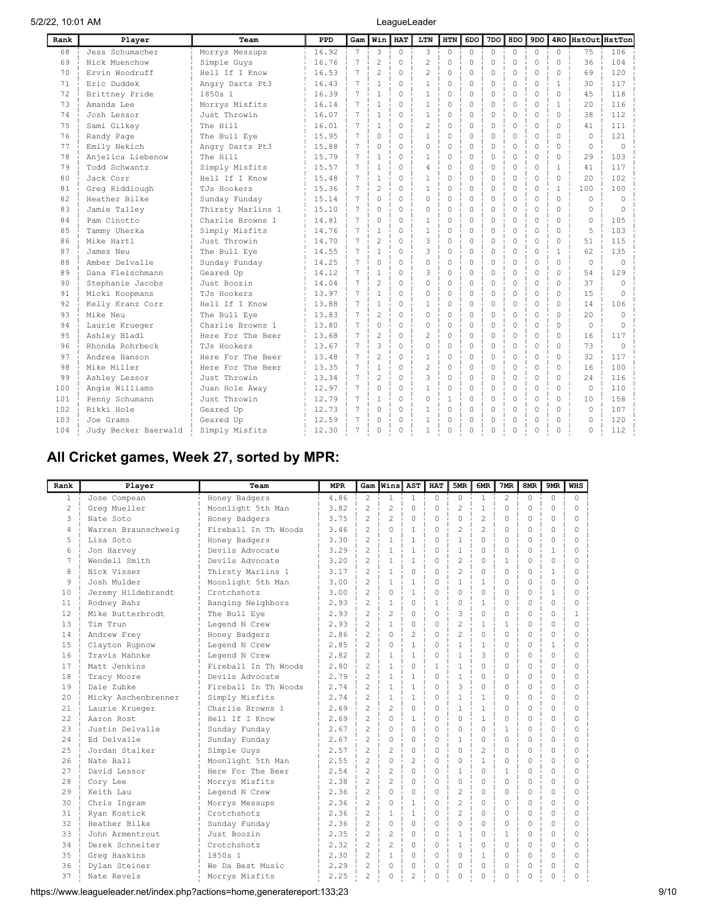| Rank | Player | Team | PPD | Gam | Win | HAT | LTN | HTN | 6DO | 7DO | 8DO | 9DO | 4RO | HstOut | HstTon |
|---|---|---|---|---|---|---|---|---|---|---|---|---|---|---|---|
| 68 | Jess Schumacher | Morrys Messups | 16.92 | 7 | 3 | 0 | 3 | 0 | 0 | 0 | 0 | 0 | 0 | 75 | 106 |
| 69 | Nick Muenchow | Simple Guys | 16.76 | 7 | 2 | 0 | 2 | 0 | 0 | 0 | 0 | 0 | 0 | 36 | 104 |
| 70 | Ervin Woodruff | Hell If I Know | 16.53 | 7 | 2 | 0 | 2 | 0 | 0 | 0 | 0 | 0 | 0 | 69 | 120 |
| 71 | Eric Duddek | Angry Darts Pt3 | 16.43 | 7 | 1 | 0 | 1 | 0 | 0 | 0 | 0 | 0 | 1 | 30 | 117 |
| 72 | Brittney Pride | 1850s 1 | 16.39 | 7 | 1 | 0 | 1 | 0 | 0 | 0 | 0 | 0 | 0 | 45 | 118 |
| 73 | Amanda Lee | Morrys Misfits | 16.14 | 7 | 1 | 0 | 1 | 0 | 0 | 0 | 0 | 0 | 1 | 20 | 116 |
| 74 | Josh Lessor | Just Throwin | 16.07 | 7 | 1 | 0 | 1 | 0 | 0 | 0 | 0 | 0 | 0 | 38 | 112 |
| 75 | Sami Gilkey | The Hill | 16.01 | 7 | 1 | 0 | 2 | 0 | 0 | 0 | 0 | 0 | 0 | 41 | 111 |
| 76 | Randy Page | The Bull Eye | 15.95 | 7 | 0 | 0 | 1 | 0 | 0 | 0 | 0 | 0 | 0 | 0 | 121 |
| 77 | Emily Nekich | Angry Darts Pt3 | 15.88 | 7 | 0 | 0 | 0 | 0 | 0 | 0 | 0 | 0 | 0 | 0 | 0 |
| 78 | Anjelica Liebenow | The Hill | 15.79 | 7 | 1 | 0 | 1 | 0 | 0 | 0 | 0 | 0 | 0 | 29 | 103 |
| 79 | Todd Schwantz | Simply Misfits | 15.57 | 7 | 1 | 0 | 4 | 0 | 0 | 0 | 0 | 0 | 1 | 41 | 117 |
| 80 | Jack Corr | Hell If I Know | 15.48 | 7 | 1 | 0 | 1 | 0 | 0 | 0 | 0 | 0 | 0 | 20 | 102 |
| 81 | Greg Riddiough | TJs Hookers | 15.36 | 7 | 2 | 0 | 1 | 0 | 0 | 0 | 0 | 0 | 1 | 100 | 100 |
| 82 | Heather Bilke | Sunday Funday | 15.14 | 7 | 0 | 0 | 0 | 0 | 0 | 0 | 0 | 0 | 0 | 0 | 0 |
| 83 | Jamie Talley | Thirsty Marlins 1 | 15.10 | 7 | 0 | 0 | 0 | 0 | 0 | 0 | 0 | 0 | 0 | 0 | 0 |
| 84 | Pam Cinotto | Charlie Browns 1 | 14.81 | 7 | 0 | 0 | 1 | 0 | 0 | 0 | 0 | 0 | 0 | 0 | 105 |
| 85 | Tammy Uherka | Simply Misfits | 14.76 | 7 | 1 | 0 | 1 | 0 | 0 | 0 | 0 | 0 | 0 | 5 | 103 |
| 86 | Mike Hartl | Just Throwin | 14.70 | 7 | 2 | 0 | 3 | 0 | 0 | 0 | 0 | 0 | 0 | 51 | 115 |
| 87 | James Neu | The Bull Eye | 14.55 | 7 | 1 | 0 | 3 | 0 | 0 | 0 | 0 | 0 | 1 | 62 | 135 |
| 88 | Amber Delvalle | Sunday Funday | 14.25 | 7 | 0 | 0 | 0 | 0 | 0 | 0 | 0 | 0 | 0 | 0 | 0 |
| 89 | Dana Fleischmann | Geared Up | 14.12 | 7 | 1 | 0 | 3 | 0 | 0 | 0 | 0 | 0 | 0 | 54 | 129 |
| 90 | Stephanie Jacobs | Just Boozin | 14.04 | 7 | 2 | 0 | 0 | 0 | 0 | 0 | 0 | 0 | 0 | 37 | 0 |
| 91 | Micki Koopmans | TJs Hookers | 13.97 | 7 | 1 | 0 | 0 | 0 | 0 | 0 | 0 | 0 | 0 | 15 | 0 |
| 92 | Kelly Kranz Corr | Hell If I Know | 13.88 | 7 | 1 | 0 | 1 | 0 | 0 | 0 | 0 | 0 | 0 | 14 | 106 |
| 93 | Mike Neu | The Bull Eye | 13.83 | 7 | 2 | 0 | 0 | 0 | 0 | 0 | 0 | 0 | 0 | 20 | 0 |
| 94 | Laurie Krueger | Charlie Browns 1 | 13.80 | 7 | 0 | 0 | 0 | 0 | 0 | 0 | 0 | 0 | 0 | 0 | 0 |
| 95 | Ashley Bladl | Here For The Beer | 13.68 | 7 | 2 | 0 | 2 | 0 | 0 | 0 | 0 | 0 | 0 | 16 | 117 |
| 96 | Rhonda Rohrbeck | TJs Hookers | 13.67 | 7 | 3 | 0 | 0 | 0 | 0 | 0 | 0 | 0 | 0 | 73 | 0 |
| 97 | Andrea Hanson | Here For The Beer | 13.48 | 7 | 2 | 0 | 1 | 0 | 0 | 0 | 0 | 0 | 0 | 32 | 117 |
| 98 | Mike Miller | Here For The Beer | 13.35 | 7 | 1 | 0 | 2 | 0 | 0 | 0 | 0 | 0 | 0 | 16 | 100 |
| 99 | Ashley Lessor | Just Throwin | 13.34 | 7 | 2 | 0 | 3 | 0 | 0 | 0 | 0 | 0 | 0 | 24 | 116 |
| 100 | Angie Williams | Juan Hole Away | 12.97 | 7 | 0 | 0 | 1 | 0 | 0 | 0 | 0 | 0 | 0 | 0 | 110 |
| 101 | Penny Schumann | Just Throwin | 12.79 | 7 | 1 | 0 | 0 | 1 | 0 | 0 | 0 | 0 | 0 | 10 | 158 |
| 102 | Rikki Hole | Geared Up | 12.73 | 7 | 0 | 0 | 1 | 0 | 0 | 0 | 0 | 0 | 0 | 0 | 107 |
| 103 | Joe Grams | Geared Up | 12.59 | 7 | 0 | 0 | 1 | 0 | 0 | 0 | 0 | 0 | 0 | 0 | 120 |
| 104 | Judy Becker Baerwald | Simply Misfits | 12.30 | 7 | 0 | 0 | 1 | 0 | 0 | 0 | 0 | 0 | 0 | 0 | 112 |

## All Cricket games, Week 27, sorted by MPR:

| Rank | Player | Team | MPR | Gam | Wins | AST | HAT | 5MR | 6MR | 7MR | 8MR | 9MR | WHS |
|---|---|---|---|---|---|---|---|---|---|---|---|---|---|
| 1 | Jose Compean | Honey Badgers | 4.86 | 2 | 1 | 1 | 0 | 0 | 1 | 2 | 0 | 0 | 0 |
| 2 | Greg Mueller | Moonlight 5th Man | 3.82 | 2 | 2 | 0 | 0 | 2 | 1 | 0 | 0 | 0 | 0 |
| 3 | Nate Soto | Honey Badgers | 3.75 | 2 | 2 | 0 | 0 | 0 | 2 | 0 | 0 | 0 | 0 |
| 4 | Warren Braunschweig | Fireball In Th Woods | 3.46 | 2 | 0 | 1 | 0 | 2 | 2 | 0 | 0 | 0 | 0 |
| 5 | Lisa Soto | Honey Badgers | 3.30 | 2 | 1 | 1 | 0 | 1 | 0 | 0 | 0 | 0 | 0 |
| 6 | Jon Harvey | Devils Advocate | 3.29 | 2 | 1 | 1 | 0 | 1 | 0 | 0 | 0 | 1 | 0 |
| 7 | Wendell Smith | Devils Advocate | 3.20 | 2 | 1 | 1 | 0 | 2 | 0 | 1 | 0 | 0 | 0 |
| 8 | Nick Visser | Thirsty Marlins 1 | 3.17 | 2 | 1 | 0 | 0 | 2 | 0 | 0 | 0 | 1 | 0 |
| 9 | Josh Mulder | Moonlight 5th Man | 3.00 | 2 | 1 | 1 | 0 | 1 | 1 | 0 | 0 | 0 | 0 |
| 10 | Jeremy Hildebrandt | Crotchshotz | 3.00 | 2 | 0 | 1 | 0 | 0 | 0 | 0 | 0 | 1 | 0 |
| 11 | Rodney Bahr | Banging Neighbors | 2.93 | 2 | 1 | 0 | 1 | 0 | 1 | 0 | 0 | 0 | 0 |
| 12 | Mike Butterbrodt | The Bull Eye | 2.93 | 2 | 2 | 0 | 0 | 3 | 0 | 0 | 0 | 0 | 1 |
| 13 | Tim Trun | Legend N Crew | 2.93 | 2 | 1 | 0 | 0 | 2 | 1 | 1 | 0 | 0 | 0 |
| 14 | Andrew Frey | Honey Badgers | 2.86 | 2 | 0 | 2 | 0 | 2 | 0 | 0 | 0 | 0 | 0 |
| 15 | Clayton Rupnow | Legend N Crew | 2.85 | 2 | 0 | 1 | 0 | 1 | 1 | 0 | 0 | 1 | 0 |
| 16 | Travis Mahnke | Legend N Crew | 2.82 | 2 | 1 | 1 | 0 | 1 | 3 | 0 | 0 | 0 | 0 |
| 17 | Matt Jenkins | Fireball In Th Woods | 2.80 | 2 | 1 | 0 | 1 | 1 | 0 | 0 | 0 | 0 | 0 |
| 18 | Tracy Moore | Devils Advocate | 2.79 | 2 | 1 | 1 | 0 | 1 | 0 | 0 | 0 | 0 | 0 |
| 19 | Dale Zubke | Fireball In Th Woods | 2.74 | 2 | 1 | 1 | 0 | 3 | 0 | 0 | 0 | 0 | 0 |
| 20 | Micky Aschenbrenner | Simply Misfits | 2.74 | 2 | 1 | 1 | 0 | 1 | 1 | 0 | 0 | 0 | 0 |
| 21 | Laurie Krueger | Charlie Browns 1 | 2.69 | 2 | 2 | 0 | 0 | 1 | 1 | 0 | 0 | 0 | 0 |
| 22 | Aaron Rost | Hell If I Know | 2.69 | 2 | 0 | 1 | 0 | 0 | 1 | 0 | 0 | 0 | 0 |
| 23 | Justin Delvalle | Sunday Funday | 2.67 | 2 | 0 | 0 | 0 | 0 | 0 | 1 | 0 | 0 | 0 |
| 24 | Ed Delvalle | Sunday Funday | 2.67 | 2 | 0 | 0 | 0 | 1 | 0 | 0 | 0 | 0 | 0 |
| 25 | Jordan Stalker | Simple Guys | 2.57 | 2 | 2 | 0 | 0 | 0 | 2 | 0 | 0 | 0 | 0 |
| 26 | Nate Ball | Moonlight 5th Man | 2.55 | 2 | 0 | 2 | 0 | 0 | 1 | 0 | 0 | 0 | 0 |
| 27 | David Lessor | Here For The Beer | 2.54 | 2 | 2 | 0 | 0 | 1 | 0 | 1 | 0 | 0 | 0 |
| 28 | Cory Lee | Morrys Misfits | 2.38 | 2 | 2 | 0 | 0 | 0 | 0 | 0 | 0 | 0 | 0 |
| 29 | Keith Lau | Legend N Crew | 2.36 | 2 | 0 | 0 | 0 | 2 | 0 | 0 | 0 | 0 | 0 |
| 30 | Chris Ingram | Morrys Messups | 2.36 | 2 | 0 | 1 | 0 | 2 | 0 | 0 | 0 | 0 | 0 |
| 31 | Ryan Kostick | Crotchshotz | 2.36 | 2 | 1 | 1 | 0 | 2 | 0 | 0 | 0 | 0 | 0 |
| 32 | Heather Bilke | Sunday Funday | 2.36 | 2 | 0 | 0 | 0 | 0 | 0 | 0 | 0 | 0 | 0 |
| 33 | John Armentrout | Just Boozin | 2.35 | 2 | 2 | 0 | 0 | 1 | 0 | 1 | 0 | 0 | 0 |
| 34 | Derek Schneiter | Crotchshotz | 2.32 | 2 | 2 | 0 | 0 | 1 | 0 | 0 | 0 | 0 | 0 |
| 35 | Greg Haskins | 1850s 1 | 2.30 | 2 | 1 | 0 | 0 | 0 | 1 | 0 | 0 | 0 | 0 |
| 36 | Dylan Steiner | We Da Best Music | 2.29 | 2 | 0 | 0 | 0 | 0 | 0 | 0 | 0 | 0 | 0 |
| 37 | Nate Revels | Morrys Misfits | 2.25 | 2 | 0 | 2 | 0 | 0 | 0 | 0 | 0 | 0 | 0 |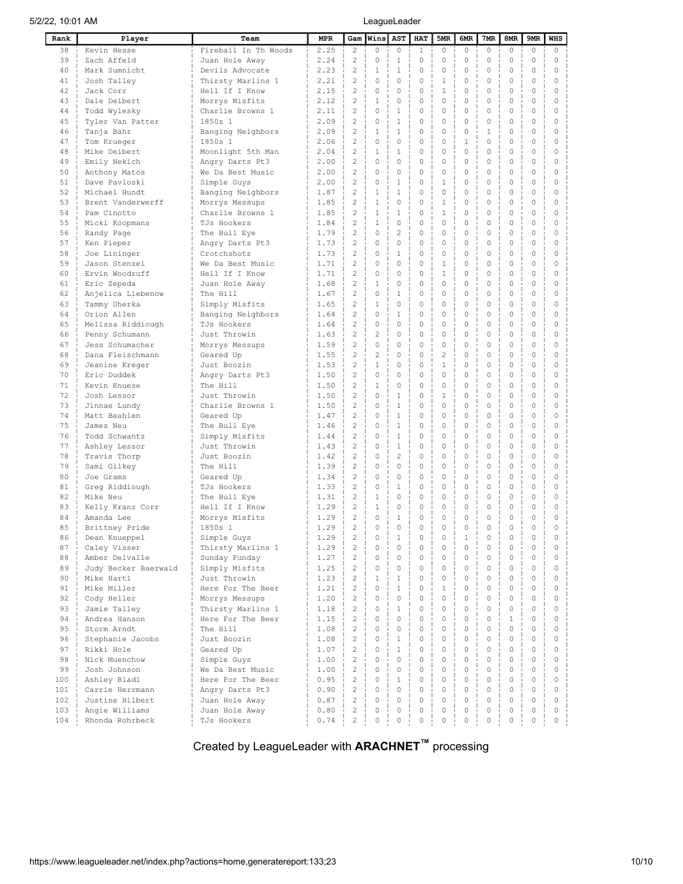| Rank | Player | Team | MPR | Gam | Wins | AST | HAT | 5MR | 6MR | 7MR | 8MR | 9MR | WHS |
|---|---|---|---|---|---|---|---|---|---|---|---|---|---|
| 38 | Kevin Hesse | Fireball In Th Woods | 2.25 | 2 | 0 | 0 | 1 | 0 | 0 | 0 | 0 | 0 | 0 |
| 39 | Zach Affeld | Juan Hole Away | 2.24 | 2 | 0 | 1 | 0 | 0 | 0 | 0 | 0 | 0 | 0 |
| 40 | Mark Sumnicht | Devils Advocate | 2.23 | 2 | 1 | 1 | 0 | 0 | 0 | 0 | 0 | 0 | 0 |
| 41 | Josh Talley | Thirsty Marlins 1 | 2.21 | 2 | 0 | 0 | 0 | 1 | 0 | 0 | 0 | 0 | 0 |
| 42 | Jack Corr | Hell If I Know | 2.15 | 2 | 0 | 0 | 0 | 1 | 0 | 0 | 0 | 0 | 0 |
| 43 | Dale Deibert | Morrys Misfits | 2.12 | 2 | 1 | 0 | 0 | 0 | 0 | 0 | 0 | 0 | 0 |
| 44 | Todd Wylesky | Charlie Browns 1 | 2.11 | 2 | 0 | 1 | 0 | 0 | 0 | 0 | 0 | 0 | 0 |
| 45 | Tyler Van Patter | 1850s 1 | 2.09 | 2 | 0 | 1 | 0 | 0 | 0 | 0 | 0 | 0 | 0 |
| 46 | Tanja Bahr | Banging Neighbors | 2.09 | 2 | 1 | 1 | 0 | 0 | 0 | 1 | 0 | 0 | 0 |
| 47 | Tom Krueger | 1850s 1 | 2.06 | 2 | 0 | 0 | 0 | 0 | 1 | 0 | 0 | 0 | 0 |
| 48 | Mike Deibert | Moonlight 5th Man | 2.04 | 2 | 1 | 1 | 0 | 0 | 0 | 0 | 0 | 0 | 0 |
| 49 | Emily Nekich | Angry Darts Pt3 | 2.00 | 2 | 0 | 0 | 0 | 0 | 0 | 0 | 0 | 0 | 0 |
| 50 | Anthony Matos | We Da Best Music | 2.00 | 2 | 0 | 0 | 0 | 0 | 0 | 0 | 0 | 0 | 0 |
| 51 | Dave Pavloski | Simple Guys | 2.00 | 2 | 0 | 1 | 0 | 1 | 0 | 0 | 0 | 0 | 0 |
| 52 | Michael Hundt | Banging Neighbors | 1.87 | 2 | 1 | 1 | 0 | 0 | 0 | 0 | 0 | 0 | 0 |
| 53 | Brent Vanderwerff | Morrys Messups | 1.85 | 2 | 1 | 0 | 0 | 1 | 0 | 0 | 0 | 0 | 0 |
| 54 | Pam Cinotto | Charlie Browns 1 | 1.85 | 2 | 1 | 1 | 0 | 1 | 0 | 0 | 0 | 0 | 0 |
| 55 | Micki Koopmans | TJs Hookers | 1.84 | 2 | 1 | 0 | 0 | 0 | 0 | 0 | 0 | 0 | 0 |
| 56 | Randy Page | The Bull Eye | 1.79 | 2 | 0 | 2 | 0 | 0 | 0 | 0 | 0 | 0 | 0 |
| 57 | Ken Pieper | Angry Darts Pt3 | 1.73 | 2 | 0 | 0 | 0 | 0 | 0 | 0 | 0 | 0 | 0 |
| 58 | Joe Lininger | Crotchshotz | 1.73 | 2 | 0 | 1 | 0 | 0 | 0 | 0 | 0 | 0 | 0 |
| 59 | Jason Stenzel | We Da Best Music | 1.71 | 2 | 0 | 0 | 0 | 1 | 0 | 0 | 0 | 0 | 0 |
| 60 | Ervin Woodruff | Hell If I Know | 1.71 | 2 | 0 | 0 | 0 | 1 | 0 | 0 | 0 | 0 | 0 |
| 61 | Eric Zepeda | Juan Hole Away | 1.68 | 2 | 1 | 0 | 0 | 0 | 0 | 0 | 0 | 0 | 0 |
| 62 | Anjelica Liebenow | The Hill | 1.67 | 2 | 0 | 1 | 0 | 0 | 0 | 0 | 0 | 0 | 0 |
| 63 | Tammy Uherka | Simply Misfits | 1.65 | 2 | 1 | 0 | 0 | 0 | 0 | 0 | 0 | 0 | 0 |
| 64 | Orion Allen | Banging Neighbors | 1.64 | 2 | 0 | 1 | 0 | 0 | 0 | 0 | 0 | 0 | 0 |
| 65 | Melissa Riddiough | TJs Hookers | 1.64 | 2 | 0 | 0 | 0 | 0 | 0 | 0 | 0 | 0 | 0 |
| 66 | Penny Schumann | Just Throwin | 1.63 | 2 | 2 | 0 | 0 | 0 | 0 | 0 | 0 | 0 | 0 |
| 67 | Jess Schumacher | Morrys Messups | 1.59 | 2 | 0 | 0 | 0 | 0 | 0 | 0 | 0 | 0 | 0 |
| 68 | Dana Fleischmann | Geared Up | 1.55 | 2 | 2 | 0 | 0 | 2 | 0 | 0 | 0 | 0 | 0 |
| 69 | Jeanine Kreger | Just Boozin | 1.53 | 2 | 1 | 0 | 0 | 1 | 0 | 0 | 0 | 0 | 0 |
| 70 | Eric Duddek | Angry Darts Pt3 | 1.50 | 2 | 0 | 0 | 0 | 0 | 0 | 0 | 0 | 0 | 0 |
| 71 | Kevin Knuese | The Hill | 1.50 | 2 | 1 | 0 | 0 | 0 | 0 | 0 | 0 | 0 | 0 |
| 72 | Josh Lessor | Just Throwin | 1.50 | 2 | 0 | 1 | 0 | 1 | 0 | 0 | 0 | 0 | 0 |
| 73 | Jinnae Lundy | Charlie Browns 1 | 1.50 | 2 | 0 | 1 | 0 | 0 | 0 | 0 | 0 | 0 | 0 |
| 74 | Matt Beahlen | Geared Up | 1.47 | 2 | 0 | 1 | 0 | 0 | 0 | 0 | 0 | 0 | 0 |
| 75 | James Neu | The Bull Eye | 1.46 | 2 | 0 | 1 | 0 | 0 | 0 | 0 | 0 | 0 | 0 |
| 76 | Todd Schwantz | Simply Misfits | 1.44 | 2 | 0 | 1 | 0 | 0 | 0 | 0 | 0 | 0 | 0 |
| 77 | Ashley Lessor | Just Throwin | 1.43 | 2 | 0 | 1 | 0 | 0 | 0 | 0 | 0 | 0 | 0 |
| 78 | Travis Thorp | Just Boozin | 1.42 | 2 | 0 | 2 | 0 | 0 | 0 | 0 | 0 | 0 | 0 |
| 79 | Sami Gilkey | The Hill | 1.39 | 2 | 0 | 0 | 0 | 0 | 0 | 0 | 0 | 0 | 0 |
| 80 | Joe Grams | Geared Up | 1.34 | 2 | 0 | 0 | 0 | 0 | 0 | 0 | 0 | 0 | 0 |
| 81 | Greg Riddiough | TJs Hookers | 1.33 | 2 | 0 | 1 | 0 | 0 | 0 | 0 | 0 | 0 | 0 |
| 82 | Mike Neu | The Bull Eye | 1.31 | 2 | 1 | 0 | 0 | 0 | 0 | 0 | 0 | 0 | 0 |
| 83 | Kelly Kranz Corr | Hell If I Know | 1.29 | 2 | 1 | 0 | 0 | 0 | 0 | 0 | 0 | 0 | 0 |
| 84 | Amanda Lee | Morrys Misfits | 1.29 | 2 | 0 | 1 | 0 | 0 | 0 | 0 | 0 | 0 | 0 |
| 85 | Brittney Pride | 1850s 1 | 1.29 | 2 | 0 | 0 | 0 | 0 | 0 | 0 | 0 | 0 | 0 |
| 86 | Dean Knueppel | Simple Guys | 1.29 | 2 | 0 | 1 | 0 | 0 | 1 | 0 | 0 | 0 | 0 |
| 87 | Caley Visser | Thirsty Marlins 1 | 1.29 | 2 | 0 | 0 | 0 | 0 | 0 | 0 | 0 | 0 | 0 |
| 88 | Amber Delvalle | Sunday Funday | 1.27 | 2 | 0 | 0 | 0 | 0 | 0 | 0 | 0 | 0 | 0 |
| 89 | Judy Becker Baerwald | Simply Misfits | 1.25 | 2 | 0 | 0 | 0 | 0 | 0 | 0 | 0 | 0 | 0 |
| 90 | Mike Hartl | Just Throwin | 1.23 | 2 | 1 | 1 | 0 | 0 | 0 | 0 | 0 | 0 | 0 |
| 91 | Mike Miller | Here For The Beer | 1.21 | 2 | 0 | 1 | 0 | 1 | 0 | 0 | 0 | 0 | 0 |
| 92 | Cody Heller | Morrys Messups | 1.20 | 2 | 0 | 0 | 0 | 0 | 0 | 0 | 0 | 0 | 0 |
| 93 | Jamie Talley | Thirsty Marlins 1 | 1.18 | 2 | 0 | 1 | 0 | 0 | 0 | 0 | 0 | 0 | 0 |
| 94 | Andrea Hanson | Here For The Beer | 1.15 | 2 | 0 | 0 | 0 | 0 | 0 | 0 | 1 | 0 | 0 |
| 95 | Storm Arndt | The Hill | 1.08 | 2 | 0 | 0 | 0 | 0 | 0 | 0 | 0 | 0 | 0 |
| 96 | Stephanie Jacobs | Just Boozin | 1.08 | 2 | 0 | 1 | 0 | 0 | 0 | 0 | 0 | 0 | 0 |
| 97 | Rikki Hole | Geared Up | 1.07 | 2 | 0 | 1 | 0 | 0 | 0 | 0 | 0 | 0 | 0 |
| 98 | Nick Muenchow | Simple Guys | 1.00 | 2 | 0 | 0 | 0 | 0 | 0 | 0 | 0 | 0 | 0 |
| 99 | Josh Johnson | We Da Best Music | 1.00 | 2 | 0 | 0 | 0 | 0 | 0 | 0 | 0 | 0 | 0 |
| 100 | Ashley Bladl | Here For The Beer | 0.95 | 2 | 0 | 1 | 0 | 0 | 0 | 0 | 0 | 0 | 0 |
| 101 | Carrie Herrmann | Angry Darts Pt3 | 0.90 | 2 | 0 | 0 | 0 | 0 | 0 | 0 | 0 | 0 | 0 |
| 102 | Justine Hilbert | Juan Hole Away | 0.87 | 2 | 0 | 0 | 0 | 0 | 0 | 0 | 0 | 0 | 0 |
| 103 | Angie Williams | Juan Hole Away | 0.80 | 2 | 0 | 0 | 0 | 0 | 0 | 0 | 0 | 0 | 0 |
| 104 | Rhonda Rohrbeck | TJs Hookers | 0.74 | 2 | 0 | 0 | 0 | 0 | 0 | 0 | 0 | 0 | 0 |

Created by LeagueLeader with **ARACHNET™** processing